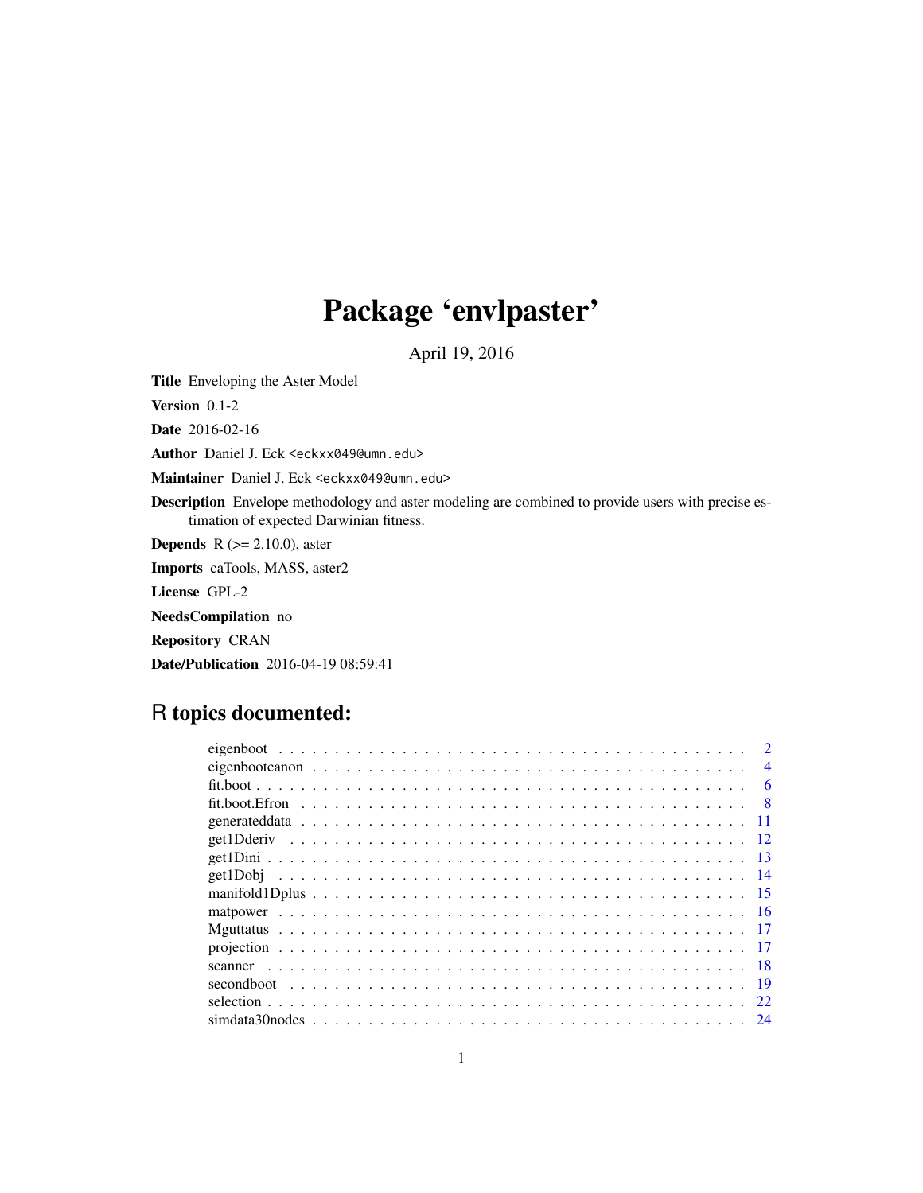# Package 'envlpaster'

April 19, 2016

**Title** Enveloping the Aster Model

**Version** 0.1-2

**Date** 2016-02-16

**Author** Daniel J. Eck <eckxx049@umn.edu>

**Maintainer** Daniel J. Eck <eckxx049@umn.edu>

**Description** Envelope methodology and aster modeling are combined to provide users with precise estimation of expected Darwinian fitness.

**Depends** R (>= 2.10.0), aster

**Imports** caTools, MASS, aster2

**License** GPL-2

**NeedsCompilation** no

**Repository** CRAN

**Date/Publication** 2016-04-19 08:59:41

## R topics documented:

| | |
|---|---|
| eigenboot | 2 |
| eigenbootcanon | 4 |
| fit.boot | 6 |
| fit.boot.Efron | 8 |
| generateddata | 11 |
| get1Dderiv | 12 |
| get1Dini | 13 |
| get1Dobj | 14 |
| manifold1Dplus | 15 |
| matpower | 16 |
| Mguttatus | 17 |
| projection | 17 |
| scanner | 18 |
| secondboot | 19 |
| selection | 22 |
| simdata30nodes | 24 |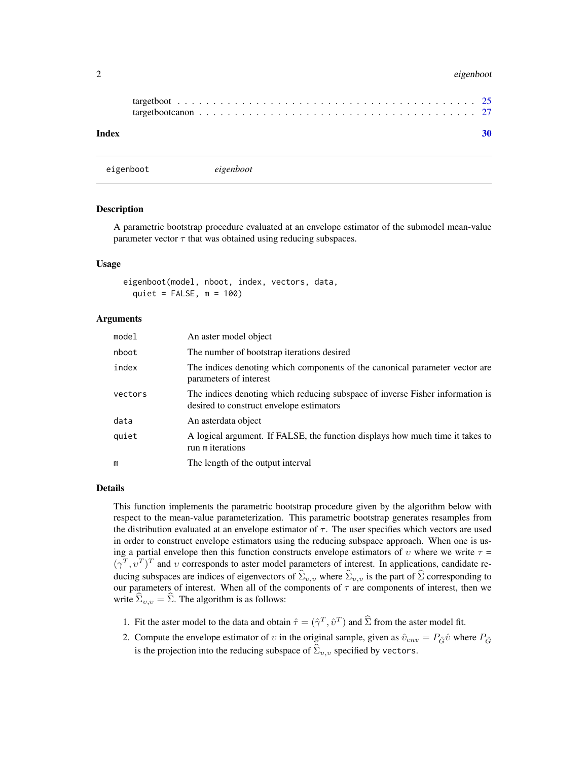targetboot . . . . . . . . . . . . . . . . . . . . . . . . . . . . . . . . . . . . . . . . 25
targetbootcanon . . . . . . . . . . . . . . . . . . . . . . . . . . . . . . . . . . . . . 27

**Index** **30**

---

`eigenboot` *eigenboot*

---

### Description

A parametric bootstrap procedure evaluated at an envelope estimator of the submodel mean-value parameter vector $\tau$ that was obtained using reducing subspaces.

### Usage

```
eigenboot(model, nboot, index, vectors, data,
  quiet = FALSE, m = 100)
```

### Arguments

| | |
|---|---|
| `model` | An aster model object |
| `nboot` | The number of bootstrap iterations desired |
| `index` | The indices denoting which components of the canonical parameter vector are parameters of interest |
| `vectors` | The indices denoting which reducing subspace of inverse Fisher information is desired to construct envelope estimators |
| `data` | An asterdata object |
| `quiet` | A logical argument. If FALSE, the function displays how much time it takes to run `m` iterations |
| `m` | The length of the output interval |

### Details

This function implements the parametric bootstrap procedure given by the algorithm below with respect to the mean-value parameterization. This parametric bootstrap generates resamples from the distribution evaluated at an envelope estimator of $\tau$. The user specifies which vectors are used in order to construct envelope estimators using the reducing subspace approach. When one is using a partial envelope then this function constructs envelope estimators of $\upsilon$ where we write $\tau = (\gamma^T, \upsilon^T)^T$ and $\upsilon$ corresponds to aster model parameters of interest. In applications, candidate reducing subspaces are indices of eigenvectors of $\widehat{\Sigma}_{\upsilon,\upsilon}$ where $\widehat{\Sigma}_{\upsilon,\upsilon}$ is the part of $\widehat{\Sigma}$ corresponding to our parameters of interest. When all of the components of $\tau$ are components of interest, then we write $\widehat{\Sigma}_{\upsilon,\upsilon} = \widehat{\Sigma}$. The algorithm is as follows:

1. Fit the aster model to the data and obtain $\hat{\tau} = (\hat{\gamma}^T, \hat{\upsilon}^T)$ and $\widehat{\Sigma}$ from the aster model fit.
2. Compute the envelope estimator of $\upsilon$ in the original sample, given as $\hat{\upsilon}_{env} = P_{\hat{G}}\hat{\upsilon}$ where $P_{\hat{G}}$ is the projection into the reducing subspace of $\widehat{\Sigma}_{\upsilon,\upsilon}$ specified by `vectors`.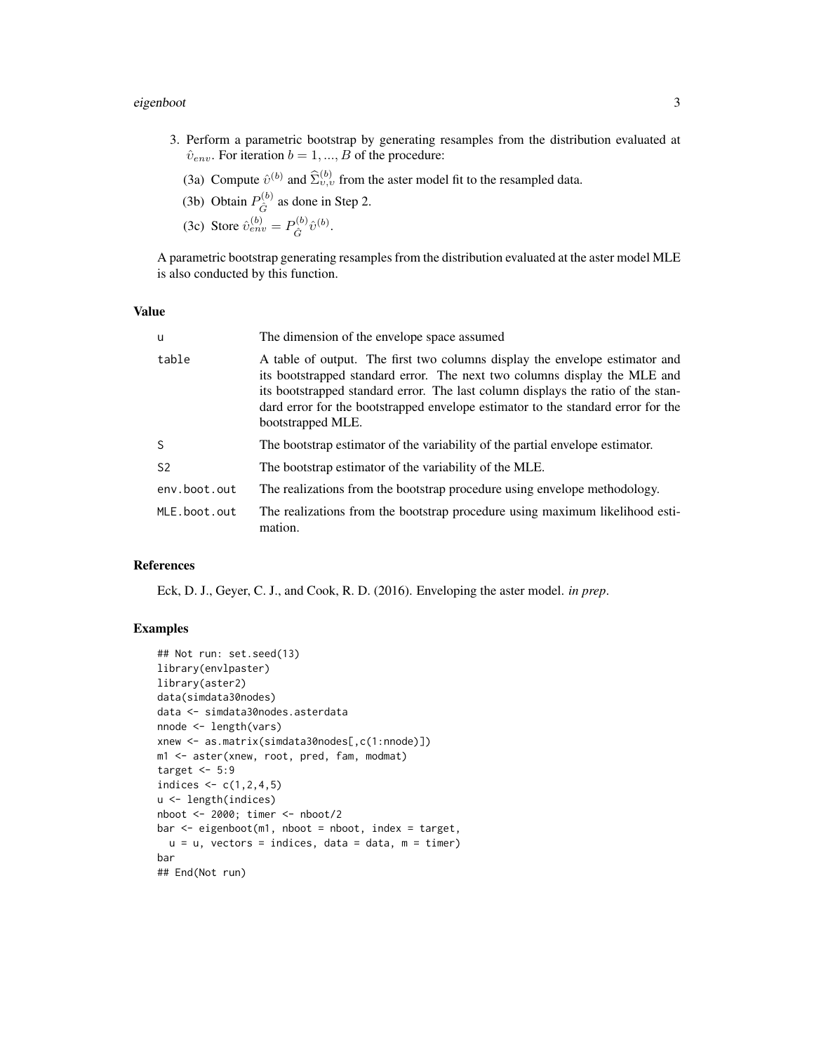3. Perform a parametric bootstrap by generating resamples from the distribution evaluated at $\hat{\upsilon}_{env}$. For iteration $b = 1, ..., B$ of the procedure:

   (3a) Compute $\hat{\upsilon}^{(b)}$ and $\widehat{\Sigma}^{(b)}_{\upsilon,\upsilon}$ from the aster model fit to the resampled data.

   (3b) Obtain $P^{(b)}_{\hat{G}}$ as done in Step 2.

   (3c) Store $\hat{\upsilon}^{(b)}_{env} = P^{(b)}_{\hat{G}} \hat{\upsilon}^{(b)}$.

A parametric bootstrap generating resamples from the distribution evaluated at the aster model MLE is also conducted by this function.

### Value

| | |
|---|---|
| u | The dimension of the envelope space assumed |
| table | A table of output. The first two columns display the envelope estimator and its bootstrapped standard error. The next two columns display the MLE and its bootstrapped standard error. The last column displays the ratio of the standard error for the bootstrapped envelope estimator to the standard error for the bootstrapped MLE. |
| S | The bootstrap estimator of the variability of the partial envelope estimator. |
| S2 | The bootstrap estimator of the variability of the MLE. |
| env.boot.out | The realizations from the bootstrap procedure using envelope methodology. |
| MLE.boot.out | The realizations from the bootstrap procedure using maximum likelihood estimation. |

### References

Eck, D. J., Geyer, C. J., and Cook, R. D. (2016). Enveloping the aster model. *in prep*.

### Examples

```
## Not run: set.seed(13)
library(envlpaster)
library(aster2)
data(simdata30nodes)
data <- simdata30nodes.asterdata
nnode <- length(vars)
xnew <- as.matrix(simdata30nodes[,c(1:nnode)])
m1 <- aster(xnew, root, pred, fam, modmat)
target <- 5:9
indices <- c(1,2,4,5)
u <- length(indices)
nboot <- 2000; timer <- nboot/2
bar <- eigenboot(m1, nboot = nboot, index = target,
  u = u, vectors = indices, data = data, m = timer)
bar
## End(Not run)
```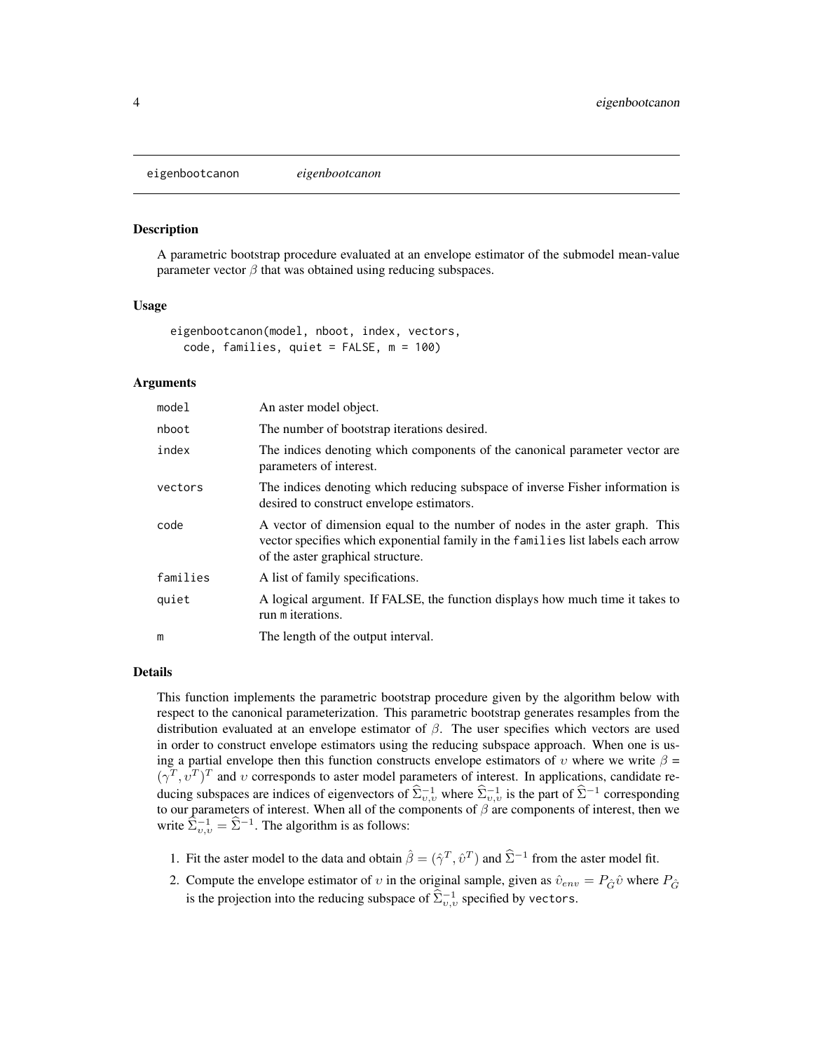eigenbootcanon *eigenbootcanon*

## Description

A parametric bootstrap procedure evaluated at an envelope estimator of the submodel mean-value parameter vector $\beta$ that was obtained using reducing subspaces.

## Usage

```
eigenbootcanon(model, nboot, index, vectors,
  code, families, quiet = FALSE, m = 100)
```

## Arguments

| | |
|---|---|
| model | An aster model object. |
| nboot | The number of bootstrap iterations desired. |
| index | The indices denoting which components of the canonical parameter vector are parameters of interest. |
| vectors | The indices denoting which reducing subspace of inverse Fisher information is desired to construct envelope estimators. |
| code | A vector of dimension equal to the number of nodes in the aster graph. This vector specifies which exponential family in the families list labels each arrow of the aster graphical structure. |
| families | A list of family specifications. |
| quiet | A logical argument. If FALSE, the function displays how much time it takes to run m iterations. |
| m | The length of the output interval. |

## Details

This function implements the parametric bootstrap procedure given by the algorithm below with respect to the canonical parameterization. This parametric bootstrap generates resamples from the distribution evaluated at an envelope estimator of $\beta$. The user specifies which vectors are used in order to construct envelope estimators using the reducing subspace approach. When one is using a partial envelope then this function constructs envelope estimators of $\upsilon$ where we write $\beta = (\gamma^T, \upsilon^T)^T$ and $\upsilon$ corresponds to aster model parameters of interest. In applications, candidate reducing subspaces are indices of eigenvectors of $\widehat{\Sigma}^{-1}_{\upsilon,\upsilon}$ where $\widehat{\Sigma}^{-1}_{\upsilon,\upsilon}$ is the part of $\widehat{\Sigma}^{-1}$ corresponding to our parameters of interest. When all of the components of $\beta$ are components of interest, then we write $\widehat{\Sigma}^{-1}_{\upsilon,\upsilon} = \widehat{\Sigma}^{-1}$. The algorithm is as follows:

1. Fit the aster model to the data and obtain $\hat{\beta} = (\hat{\gamma}^T, \hat{\upsilon}^T)$ and $\widehat{\Sigma}^{-1}$ from the aster model fit.
2. Compute the envelope estimator of $\upsilon$ in the original sample, given as $\hat{\upsilon}_{env} = P_{\hat{G}}\hat{\upsilon}$ where $P_{\hat{G}}$ is the projection into the reducing subspace of $\widehat{\Sigma}^{-1}_{\upsilon,\upsilon}$ specified by vectors.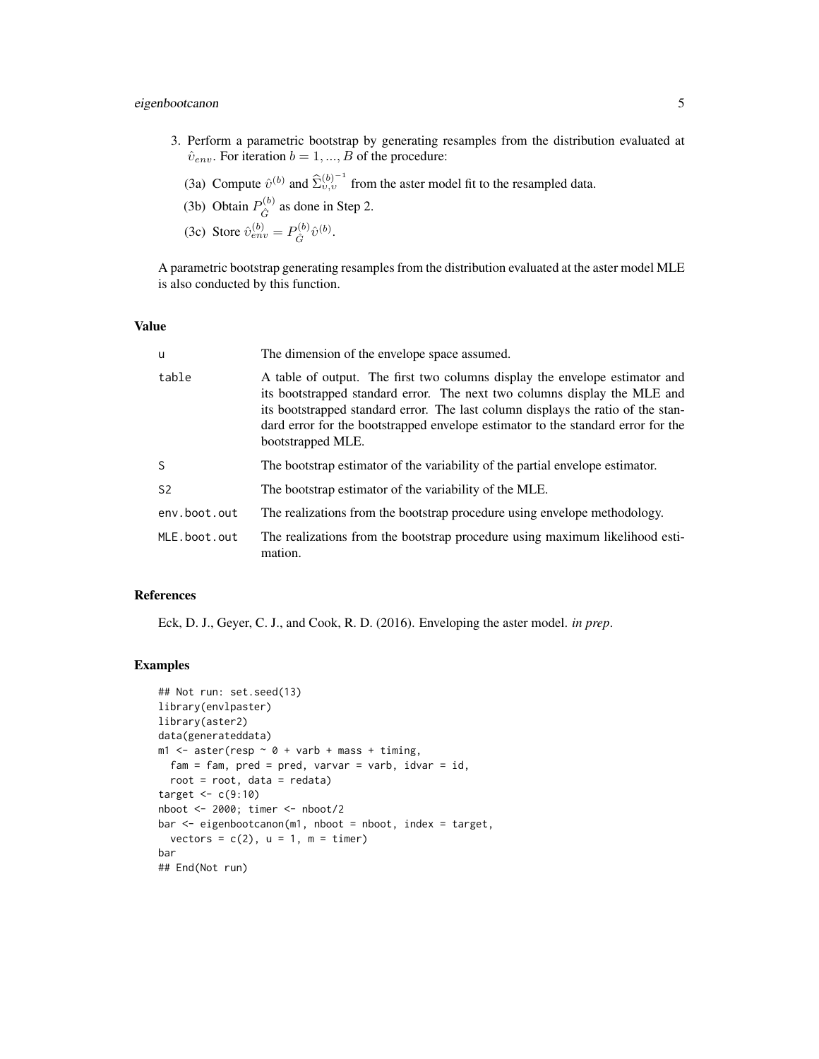3. Perform a parametric bootstrap by generating resamples from the distribution evaluated at $\hat{\upsilon}_{env}$. For iteration $b = 1, ..., B$ of the procedure:

   (3a) Compute $\hat{\upsilon}^{(b)}$ and $\widehat{\Sigma}_{\upsilon,\upsilon}^{(b)^{-1}}$ from the aster model fit to the resampled data.

   (3b) Obtain $P_{\hat{G}}^{(b)}$ as done in Step 2.

   (3c) Store $\hat{\upsilon}_{env}^{(b)} = P_{\hat{G}}^{(b)} \hat{\upsilon}^{(b)}$.

A parametric bootstrap generating resamples from the distribution evaluated at the aster model MLE is also conducted by this function.

## Value

| | |
|---|---|
| u | The dimension of the envelope space assumed. |
| table | A table of output. The first two columns display the envelope estimator and its bootstrapped standard error. The next two columns display the MLE and its bootstrapped standard error. The last column displays the ratio of the standard error for the bootstrapped envelope estimator to the standard error for the bootstrapped MLE. |
| S | The bootstrap estimator of the variability of the partial envelope estimator. |
| S2 | The bootstrap estimator of the variability of the MLE. |
| env.boot.out | The realizations from the bootstrap procedure using envelope methodology. |
| MLE.boot.out | The realizations from the bootstrap procedure using maximum likelihood estimation. |

## References

Eck, D. J., Geyer, C. J., and Cook, R. D. (2016). Enveloping the aster model. *in prep*.

## Examples

```
## Not run: set.seed(13)
library(envlpaster)
library(aster2)
data(generateddata)
m1 <- aster(resp ~ 0 + varb + mass + timing,
  fam = fam, pred = pred, varvar = varb, idvar = id,
  root = root, data = redata)
target <- c(9:10)
nboot <- 2000; timer <- nboot/2
bar <- eigenbootcanon(m1, nboot = nboot, index = target,
  vectors = c(2), u = 1, m = timer)
bar
## End(Not run)
```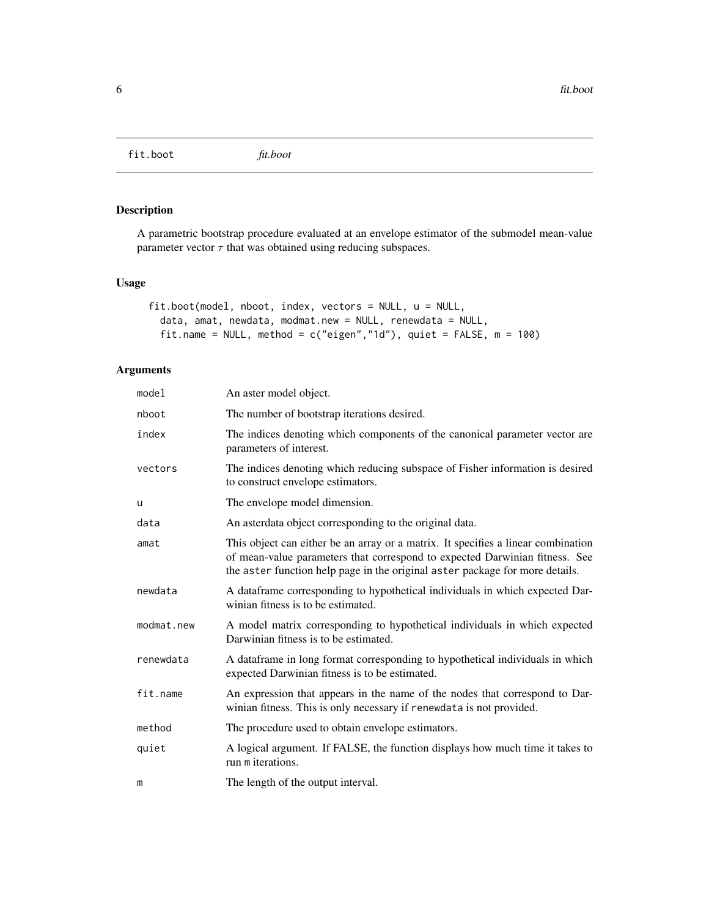fit.boot *fit.boot*

## Description

A parametric bootstrap procedure evaluated at an envelope estimator of the submodel mean-value parameter vector $\tau$ that was obtained using reducing subspaces.

## Usage

```
fit.boot(model, nboot, index, vectors = NULL, u = NULL,
  data, amat, newdata, modmat.new = NULL, renewdata = NULL,
  fit.name = NULL, method = c("eigen","1d"), quiet = FALSE, m = 100)
```

## Arguments

| | |
|---|---|
| `model` | An aster model object. |
| `nboot` | The number of bootstrap iterations desired. |
| `index` | The indices denoting which components of the canonical parameter vector are parameters of interest. |
| `vectors` | The indices denoting which reducing subspace of Fisher information is desired to construct envelope estimators. |
| `u` | The envelope model dimension. |
| `data` | An asterdata object corresponding to the original data. |
| `amat` | This object can either be an array or a matrix. It specifies a linear combination of mean-value parameters that correspond to expected Darwinian fitness. See the `aster` function help page in the original `aster` package for more details. |
| `newdata` | A dataframe corresponding to hypothetical individuals in which expected Darwinian fitness is to be estimated. |
| `modmat.new` | A model matrix corresponding to hypothetical individuals in which expected Darwinian fitness is to be estimated. |
| `renewdata` | A dataframe in long format corresponding to hypothetical individuals in which expected Darwinian fitness is to be estimated. |
| `fit.name` | An expression that appears in the name of the nodes that correspond to Darwinian fitness. This is only necessary if `renewdata` is not provided. |
| `method` | The procedure used to obtain envelope estimators. |
| `quiet` | A logical argument. If FALSE, the function displays how much time it takes to run `m` iterations. |
| `m` | The length of the output interval. |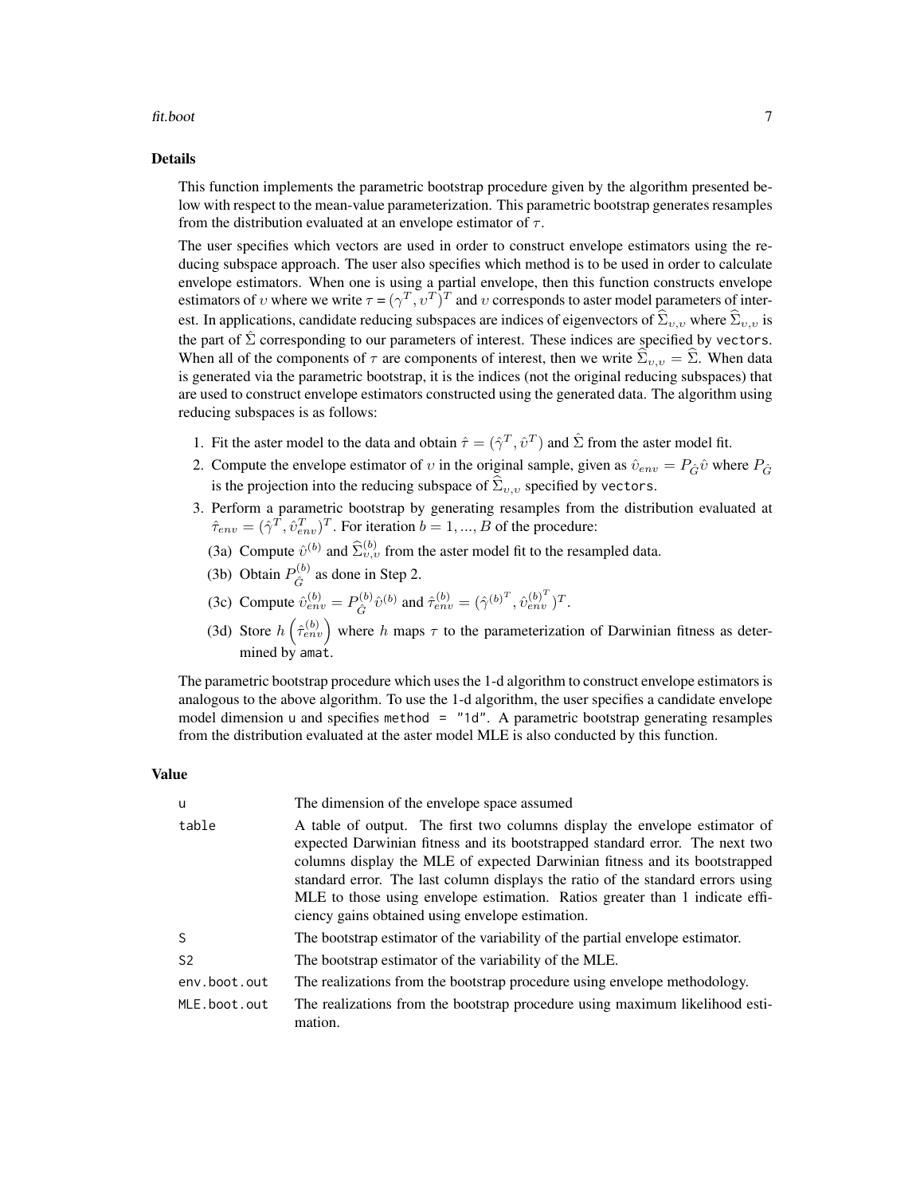## Details

This function implements the parametric bootstrap procedure given by the algorithm presented below with respect to the mean-value parameterization. This parametric bootstrap generates resamples from the distribution evaluated at an envelope estimator of $\tau$.

The user specifies which vectors are used in order to construct envelope estimators using the reducing subspace approach. The user also specifies which method is to be used in order to calculate envelope estimators. When one is using a partial envelope, then this function constructs envelope estimators of $\upsilon$ where we write $\tau = (\gamma^T, \upsilon^T)^T$ and $\upsilon$ corresponds to aster model parameters of interest. In applications, candidate reducing subspaces are indices of eigenvectors of $\widehat{\Sigma}_{\upsilon,\upsilon}$ where $\widehat{\Sigma}_{\upsilon,\upsilon}$ is the part of $\hat{\Sigma}$ corresponding to our parameters of interest. These indices are specified by `vectors`. When all of the components of $\tau$ are components of interest, then we write $\widehat{\Sigma}_{\upsilon,\upsilon} = \widehat{\Sigma}$. When data is generated via the parametric bootstrap, it is the indices (not the original reducing subspaces) that are used to construct envelope estimators constructed using the generated data. The algorithm using reducing subspaces is as follows:

1. Fit the aster model to the data and obtain $\hat{\tau} = (\hat{\gamma}^T, \hat{\upsilon}^T)$ and $\hat{\Sigma}$ from the aster model fit.
2. Compute the envelope estimator of $\upsilon$ in the original sample, given as $\hat{\upsilon}_{env} = P_{\hat{G}}\hat{\upsilon}$ where $P_{\hat{G}}$ is the projection into the reducing subspace of $\widehat{\Sigma}_{\upsilon,\upsilon}$ specified by `vectors`.
3. Perform a parametric bootstrap by generating resamples from the distribution evaluated at $\hat{\tau}_{env} = (\hat{\gamma}^T, \hat{\upsilon}_{env}^T)^T$. For iteration $b = 1, ..., B$ of the procedure:
   (3a) Compute $\hat{\upsilon}^{(b)}$ and $\widehat{\Sigma}_{\upsilon,\upsilon}^{(b)}$ from the aster model fit to the resampled data.
   (3b) Obtain $P_{\hat{G}}^{(b)}$ as done in Step 2.
   (3c) Compute $\hat{\upsilon}_{env}^{(b)} = P_{\hat{G}}^{(b)}\hat{\upsilon}^{(b)}$ and $\hat{\tau}_{env}^{(b)} = (\hat{\gamma}^{(b)^T}, \hat{\upsilon}_{env}^{(b)^T})^T$.
   (3d) Store $h\left(\hat{\tau}_{env}^{(b)}\right)$ where $h$ maps $\tau$ to the parameterization of Darwinian fitness as determined by `amat`.

The parametric bootstrap procedure which uses the 1-d algorithm to construct envelope estimators is analogous to the above algorithm. To use the 1-d algorithm, the user specifies a candidate envelope model dimension `u` and specifies `method = "1d"`. A parametric bootstrap generating resamples from the distribution evaluated at the aster model MLE is also conducted by this function.

## Value

| | |
|---|---|
| `u` | The dimension of the envelope space assumed |
| `table` | A table of output. The first two columns display the envelope estimator of expected Darwinian fitness and its bootstrapped standard error. The next two columns display the MLE of expected Darwinian fitness and its bootstrapped standard error. The last column displays the ratio of the standard errors using MLE to those using envelope estimation. Ratios greater than 1 indicate efficiency gains obtained using envelope estimation. |
| `S` | The bootstrap estimator of the variability of the partial envelope estimator. |
| `S2` | The bootstrap estimator of the variability of the MLE. |
| `env.boot.out` | The realizations from the bootstrap procedure using envelope methodology. |
| `MLE.boot.out` | The realizations from the bootstrap procedure using maximum likelihood estimation. |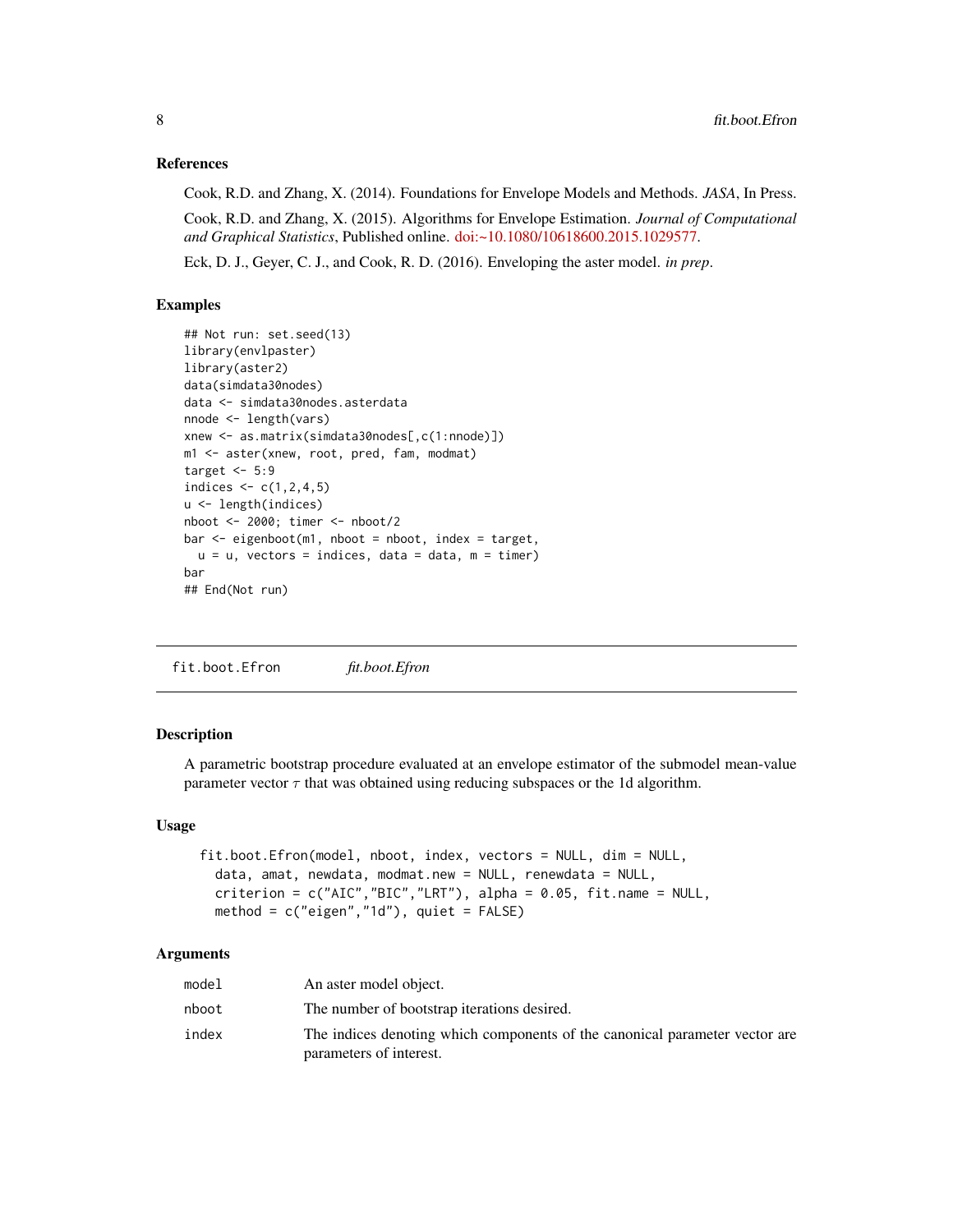### References

Cook, R.D. and Zhang, X. (2014). Foundations for Envelope Models and Methods. *JASA*, In Press.

Cook, R.D. and Zhang, X. (2015). Algorithms for Envelope Estimation. *Journal of Computational and Graphical Statistics*, Published online. doi:~10.1080/10618600.2015.1029577.

Eck, D. J., Geyer, C. J., and Cook, R. D. (2016). Enveloping the aster model. *in prep*.

### Examples

```
## Not run: set.seed(13)
library(envlpaster)
library(aster2)
data(simdata30nodes)
data <- simdata30nodes.asterdata
nnode <- length(vars)
xnew <- as.matrix(simdata30nodes[,c(1:nnode)])
m1 <- aster(xnew, root, pred, fam, modmat)
target <- 5:9
indices <- c(1,2,4,5)
u <- length(indices)
nboot <- 2000; timer <- nboot/2
bar <- eigenboot(m1, nboot = nboot, index = target,
  u = u, vectors = indices, data = data, m = timer)
bar
## End(Not run)
```

---

## fit.boot.Efron *fit.boot.Efron*

### Description

A parametric bootstrap procedure evaluated at an envelope estimator of the submodel mean-value parameter vector $\tau$ that was obtained using reducing subspaces or the 1d algorithm.

### Usage

```
fit.boot.Efron(model, nboot, index, vectors = NULL, dim = NULL,
  data, amat, newdata, modmat.new = NULL, renewdata = NULL,
  criterion = c("AIC","BIC","LRT"), alpha = 0.05, fit.name = NULL,
  method = c("eigen","1d"), quiet = FALSE)
```

### Arguments

| | |
|---|---|
| model | An aster model object. |
| nboot | The number of bootstrap iterations desired. |
| index | The indices denoting which components of the canonical parameter vector are parameters of interest. |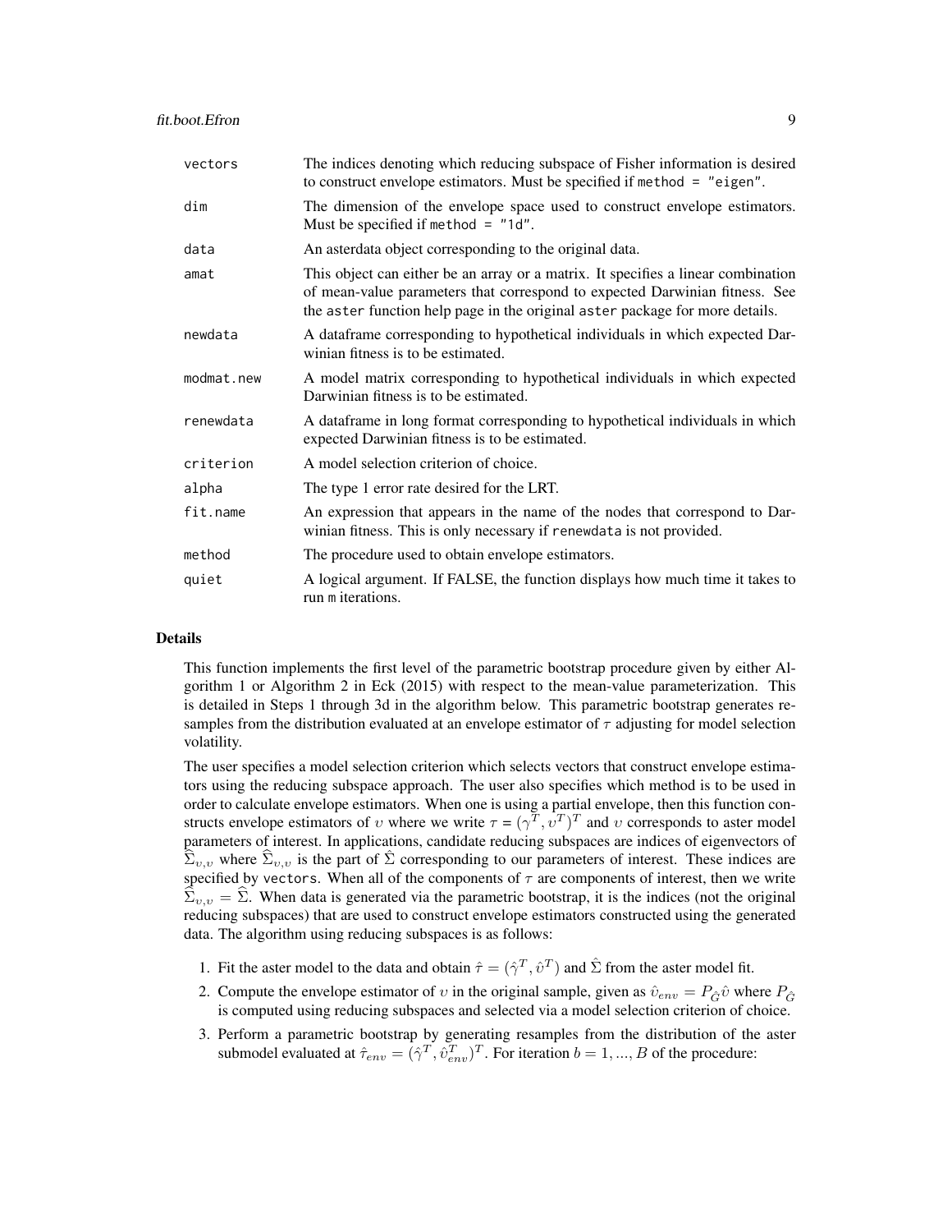| | |
|---|---|
| `vectors` | The indices denoting which reducing subspace of Fisher information is desired to construct envelope estimators. Must be specified if `method = "eigen"`. |
| `dim` | The dimension of the envelope space used to construct envelope estimators. Must be specified if `method = "1d"`. |
| `data` | An asterdata object corresponding to the original data. |
| `amat` | This object can either be an array or a matrix. It specifies a linear combination of mean-value parameters that correspond to expected Darwinian fitness. See the `aster` function help page in the original `aster` package for more details. |
| `newdata` | A dataframe corresponding to hypothetical individuals in which expected Darwinian fitness is to be estimated. |
| `modmat.new` | A model matrix corresponding to hypothetical individuals in which expected Darwinian fitness is to be estimated. |
| `renewdata` | A dataframe in long format corresponding to hypothetical individuals in which expected Darwinian fitness is to be estimated. |
| `criterion` | A model selection criterion of choice. |
| `alpha` | The type 1 error rate desired for the LRT. |
| `fit.name` | An expression that appears in the name of the nodes that correspond to Darwinian fitness. This is only necessary if `renewdata` is not provided. |
| `method` | The procedure used to obtain envelope estimators. |
| `quiet` | A logical argument. If FALSE, the function displays how much time it takes to run `m` iterations. |

## Details

This function implements the first level of the parametric bootstrap procedure given by either Algorithm 1 or Algorithm 2 in Eck (2015) with respect to the mean-value parameterization. This is detailed in Steps 1 through 3d in the algorithm below. This parametric bootstrap generates resamples from the distribution evaluated at an envelope estimator of $\tau$ adjusting for model selection volatility.

The user specifies a model selection criterion which selects vectors that construct envelope estimators using the reducing subspace approach. The user also specifies which method is to be used in order to calculate envelope estimators. When one is using a partial envelope, then this function constructs envelope estimators of $\upsilon$ where we write $\tau = (\gamma^T, \upsilon^T)^T$ and $\upsilon$ corresponds to aster model parameters of interest. In applications, candidate reducing subspaces are indices of eigenvectors of $\widehat{\Sigma}_{\upsilon,\upsilon}$ where $\widehat{\Sigma}_{\upsilon,\upsilon}$ is the part of $\hat{\Sigma}$ corresponding to our parameters of interest. These indices are specified by `vectors`. When all of the components of $\tau$ are components of interest, then we write $\widehat{\Sigma}_{\upsilon,\upsilon} = \widehat{\Sigma}$. When data is generated via the parametric bootstrap, it is the indices (not the original reducing subspaces) that are used to construct envelope estimators constructed using the generated data. The algorithm using reducing subspaces is as follows:

1. Fit the aster model to the data and obtain $\hat{\tau} = (\hat{\gamma}^T, \hat{\upsilon}^T)$ and $\hat{\Sigma}$ from the aster model fit.
2. Compute the envelope estimator of $\upsilon$ in the original sample, given as $\hat{\upsilon}_{env} = P_{\hat{G}}\hat{\upsilon}$ where $P_{\hat{G}}$ is computed using reducing subspaces and selected via a model selection criterion of choice.
3. Perform a parametric bootstrap by generating resamples from the distribution of the aster submodel evaluated at $\hat{\tau}_{env} = (\hat{\gamma}^T, \hat{\upsilon}_{env}^T)^T$. For iteration $b = 1, ..., B$ of the procedure: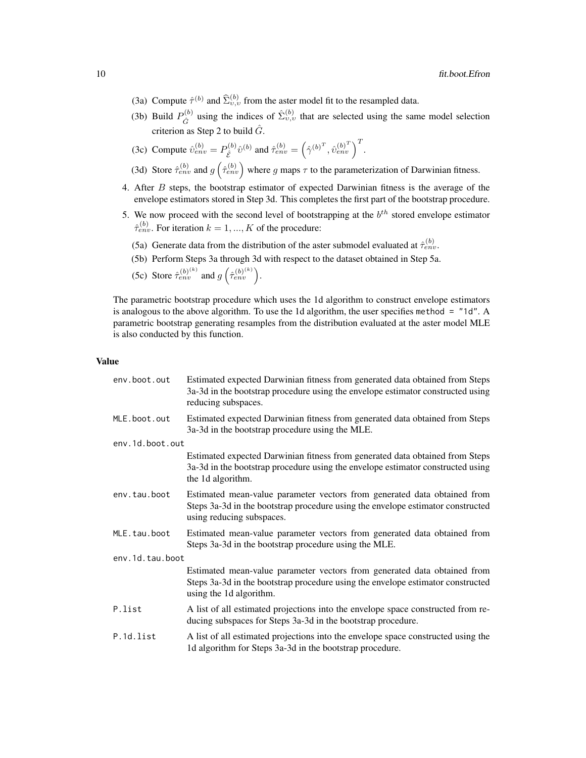(3a) Compute $\hat{\tau}^{(b)}$ and $\widehat{\Sigma}^{(b)}_{\upsilon,\upsilon}$ from the aster model fit to the resampled data.

(3b) Build $P^{(b)}_{\hat{G}}$ using the indices of $\hat{\Sigma}^{(b)}_{\upsilon,\upsilon}$ that are selected using the same model selection criterion as Step 2 to build $\hat{G}$.

(3c) Compute $\hat{\upsilon}^{(b)}_{env} = P^{(b)}_{\hat{\mathcal{E}}} \hat{\upsilon}^{(b)}$ and $\hat{\tau}^{(b)}_{env} = \left( \hat{\gamma}^{(b)^T}, \hat{\upsilon}^{(b)^T}_{env} \right)^T$.

(3d) Store $\hat{\tau}^{(b)}_{env}$ and $g\left(\hat{\tau}^{(b)}_{env}\right)$ where $g$ maps $\tau$ to the parameterization of Darwinian fitness.

4. After $B$ steps, the bootstrap estimator of expected Darwinian fitness is the average of the envelope estimators stored in Step 3d. This completes the first part of the bootstrap procedure.
5. We now proceed with the second level of bootstrapping at the $b^{th}$ stored envelope estimator $\hat{\tau}^{(b)}_{env}$. For iteration $k = 1, ..., K$ of the procedure:

(5a) Generate data from the distribution of the aster submodel evaluated at $\hat{\tau}^{(b)}_{env}$.

(5b) Perform Steps 3a through 3d with respect to the dataset obtained in Step 5a.

(5c) Store $\hat{\tau}^{(b)^{(k)}}_{env}$ and $g\left(\hat{\tau}^{(b)^{(k)}}_{env}\right)$.

The parametric bootstrap procedure which uses the 1d algorithm to construct envelope estimators is analogous to the above algorithm. To use the 1d algorithm, the user specifies method = "1d". A parametric bootstrap generating resamples from the distribution evaluated at the aster model MLE is also conducted by this function.

## Value

| | |
|---|---|
| env.boot.out | Estimated expected Darwinian fitness from generated data obtained from Steps 3a-3d in the bootstrap procedure using the envelope estimator constructed using reducing subspaces. |
| MLE.boot.out | Estimated expected Darwinian fitness from generated data obtained from Steps 3a-3d in the bootstrap procedure using the MLE. |
| env.1d.boot.out | Estimated expected Darwinian fitness from generated data obtained from Steps 3a-3d in the bootstrap procedure using the envelope estimator constructed using the 1d algorithm. |
| env.tau.boot | Estimated mean-value parameter vectors from generated data obtained from Steps 3a-3d in the bootstrap procedure using the envelope estimator constructed using reducing subspaces. |
| MLE.tau.boot | Estimated mean-value parameter vectors from generated data obtained from Steps 3a-3d in the bootstrap procedure using the MLE. |
| env.1d.tau.boot | Estimated mean-value parameter vectors from generated data obtained from Steps 3a-3d in the bootstrap procedure using the envelope estimator constructed using the 1d algorithm. |
| P.list | A list of all estimated projections into the envelope space constructed from reducing subspaces for Steps 3a-3d in the bootstrap procedure. |
| P.1d.list | A list of all estimated projections into the envelope space constructed using the 1d algorithm for Steps 3a-3d in the bootstrap procedure. |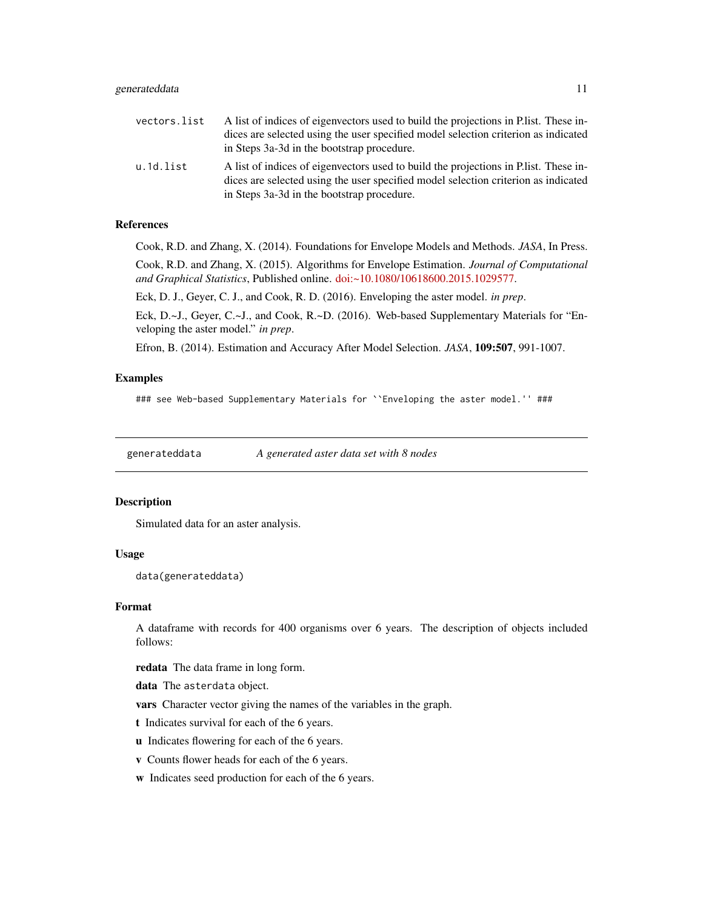vectors.list
: A list of indices of eigenvectors used to build the projections in P.list. These indices are selected using the user specified model selection criterion as indicated in Steps 3a-3d in the bootstrap procedure.

u.1d.list
: A list of indices of eigenvectors used to build the projections in P.list. These indices are selected using the user specified model selection criterion as indicated in Steps 3a-3d in the bootstrap procedure.

## References

Cook, R.D. and Zhang, X. (2014). Foundations for Envelope Models and Methods. *JASA*, In Press.

Cook, R.D. and Zhang, X. (2015). Algorithms for Envelope Estimation. *Journal of Computational and Graphical Statistics*, Published online. doi:~10.1080/10618600.2015.1029577.

Eck, D. J., Geyer, C. J., and Cook, R. D. (2016). Enveloping the aster model. *in prep*.

Eck, D.~J., Geyer, C.~J., and Cook, R.~D. (2016). Web-based Supplementary Materials for "Enveloping the aster model." *in prep*.

Efron, B. (2014). Estimation and Accuracy After Model Selection. *JASA*, **109:507**, 991-1007.

## Examples

```
### see Web-based Supplementary Materials for ``Enveloping the aster model.'' ###
```

---

# generateddata — *A generated aster data set with 8 nodes*

## Description

Simulated data for an aster analysis.

## Usage

```
data(generateddata)
```

## Format

A dataframe with records for 400 organisms over 6 years. The description of objects included follows:

**redata** The data frame in long form.

**data** The `asterdata` object.

**vars** Character vector giving the names of the variables in the graph.

**t** Indicates survival for each of the 6 years.

**u** Indicates flowering for each of the 6 years.

**v** Counts flower heads for each of the 6 years.

**w** Indicates seed production for each of the 6 years.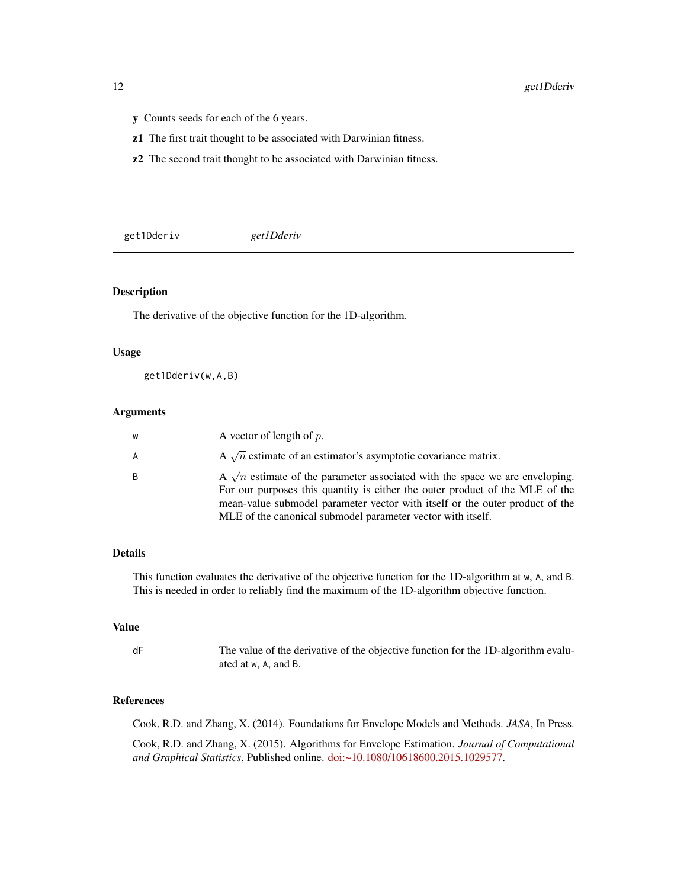- **y** Counts seeds for each of the 6 years.
- **z1** The first trait thought to be associated with Darwinian fitness.
- **z2** The second trait thought to be associated with Darwinian fitness.

---

## get1Dderiv *get1Dderiv*

---

### Description

The derivative of the objective function for the 1D-algorithm.

### Usage

```
get1Dderiv(w,A,B)
```

### Arguments

| | |
|---|---|
| w | A vector of length of $p$. |
| A | A $\sqrt{n}$ estimate of an estimator's asymptotic covariance matrix. |
| B | A $\sqrt{n}$ estimate of the parameter associated with the space we are enveloping. For our purposes this quantity is either the outer product of the MLE of the mean-value submodel parameter vector with itself or the outer product of the MLE of the canonical submodel parameter vector with itself. |

### Details

This function evaluates the derivative of the objective function for the 1D-algorithm at w, A, and B. This is needed in order to reliably find the maximum of the 1D-algorithm objective function.

### Value

| | |
|---|---|
| dF | The value of the derivative of the objective function for the 1D-algorithm evaluated at w, A, and B. |

### References

Cook, R.D. and Zhang, X. (2014). Foundations for Envelope Models and Methods. *JASA*, In Press.

Cook, R.D. and Zhang, X. (2015). Algorithms for Envelope Estimation. *Journal of Computational and Graphical Statistics*, Published online. doi:~10.1080/10618600.2015.1029577.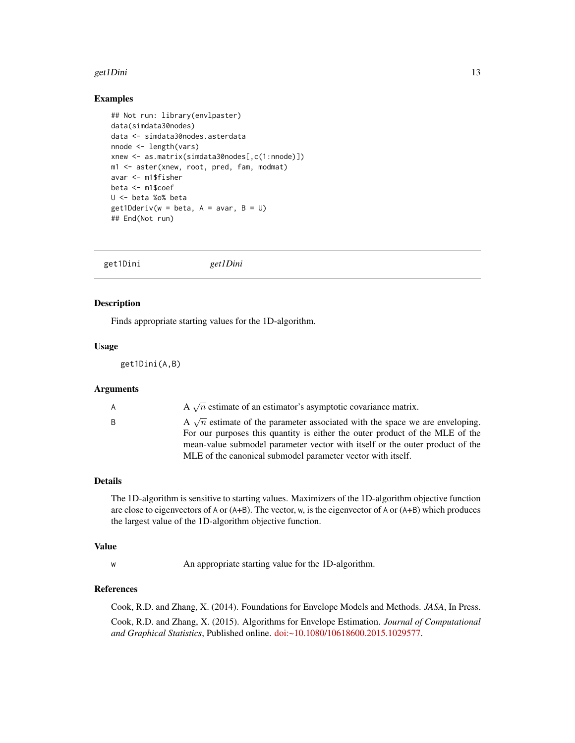### Examples

```
## Not run: library(envlpaster)
data(simdata30nodes)
data <- simdata30nodes.asterdata
nnode <- length(vars)
xnew <- as.matrix(simdata30nodes[,c(1:nnode)])
m1 <- aster(xnew, root, pred, fam, modmat)
avar <- m1$fisher
beta <- m1$coef
U <- beta %o% beta
get1Dderiv(w = beta, A = avar, B = U)
## End(Not run)
```

---

## get1Dini — *get1Dini*

---

### Description

Finds appropriate starting values for the 1D-algorithm.

### Usage

```
get1Dini(A,B)
```

### Arguments

| | |
|---|---|
| A | A $\sqrt{n}$ estimate of an estimator's asymptotic covariance matrix. |
| B | A $\sqrt{n}$ estimate of the parameter associated with the space we are enveloping. For our purposes this quantity is either the outer product of the MLE of the mean-value submodel parameter vector with itself or the outer product of the MLE of the canonical submodel parameter vector with itself. |

### Details

The 1D-algorithm is sensitive to starting values. Maximizers of the 1D-algorithm objective function are close to eigenvectors of A or (A+B). The vector, w, is the eigenvector of A or (A+B) which produces the largest value of the 1D-algorithm objective function.

### Value

| | |
|---|---|
| w | An appropriate starting value for the 1D-algorithm. |

### References

Cook, R.D. and Zhang, X. (2014). Foundations for Envelope Models and Methods. *JASA*, In Press.

Cook, R.D. and Zhang, X. (2015). Algorithms for Envelope Estimation. *Journal of Computational and Graphical Statistics*, Published online. doi:~10.1080/10618600.2015.1029577.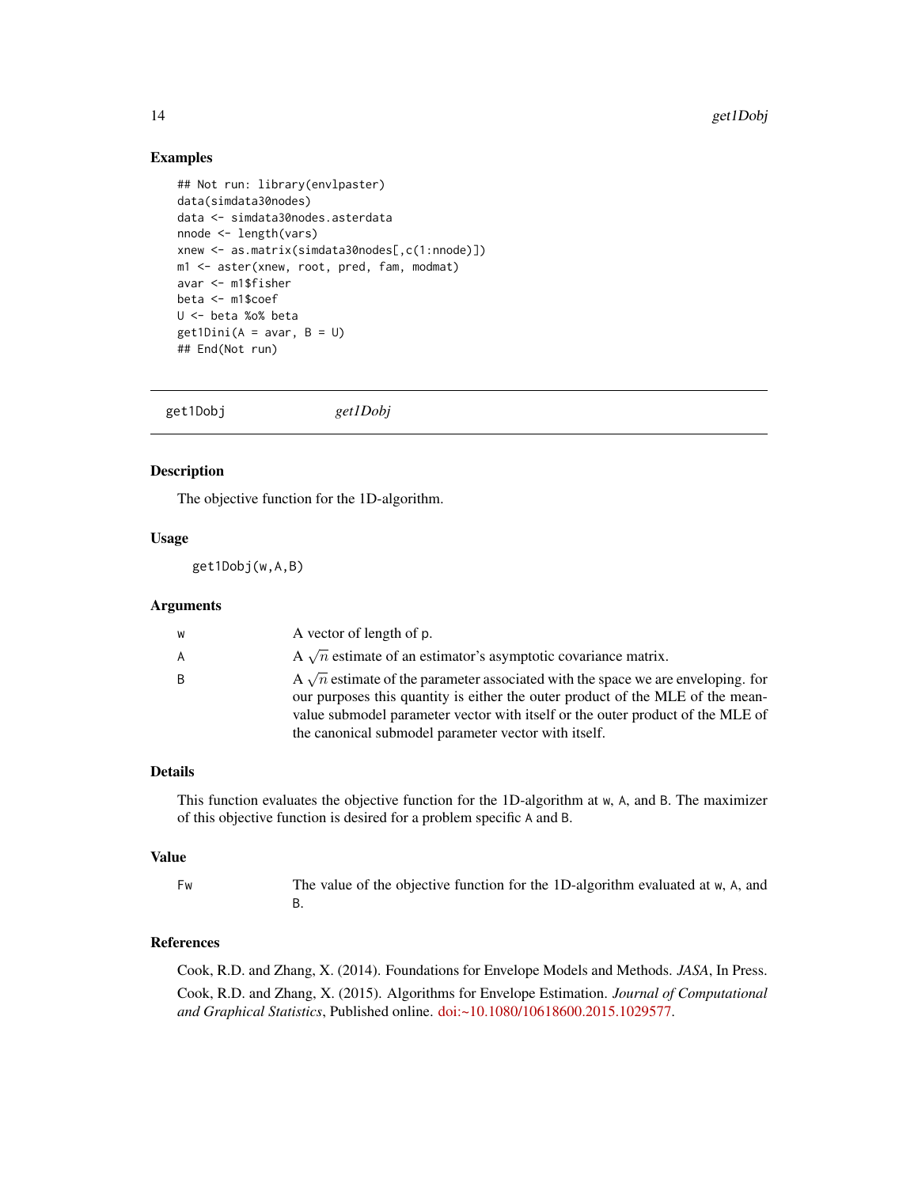### Examples

```
## Not run: library(envlpaster)
data(simdata30nodes)
data <- simdata30nodes.asterdata
nnode <- length(vars)
xnew <- as.matrix(simdata30nodes[,c(1:nnode)])
m1 <- aster(xnew, root, pred, fam, modmat)
avar <- m1$fisher
beta <- m1$coef
U <- beta %o% beta
get1Dini(A = avar, B = U)
## End(Not run)
```

---

## get1Dobj &nbsp;&nbsp;&nbsp;&nbsp; *get1Dobj*

---

### Description

The objective function for the 1D-algorithm.

### Usage

```
get1Dobj(w,A,B)
```

### Arguments

| | |
|---|---|
| `w` | A vector of length of p. |
| `A` | A $\sqrt{n}$ estimate of an estimator's asymptotic covariance matrix. |
| `B` | A $\sqrt{n}$ estimate of the parameter associated with the space we are enveloping. for our purposes this quantity is either the outer product of the MLE of the mean-value submodel parameter vector with itself or the outer product of the MLE of the canonical submodel parameter vector with itself. |

### Details

This function evaluates the objective function for the 1D-algorithm at `w`, `A`, and `B`. The maximizer of this objective function is desired for a problem specific `A` and `B`.

### Value

| | |
|---|---|
| `Fw` | The value of the objective function for the 1D-algorithm evaluated at `w`, `A`, and `B`. |

### References

Cook, R.D. and Zhang, X. (2014). Foundations for Envelope Models and Methods. *JASA*, In Press.

Cook, R.D. and Zhang, X. (2015). Algorithms for Envelope Estimation. *Journal of Computational and Graphical Statistics*, Published online. doi:~10.1080/10618600.2015.1029577.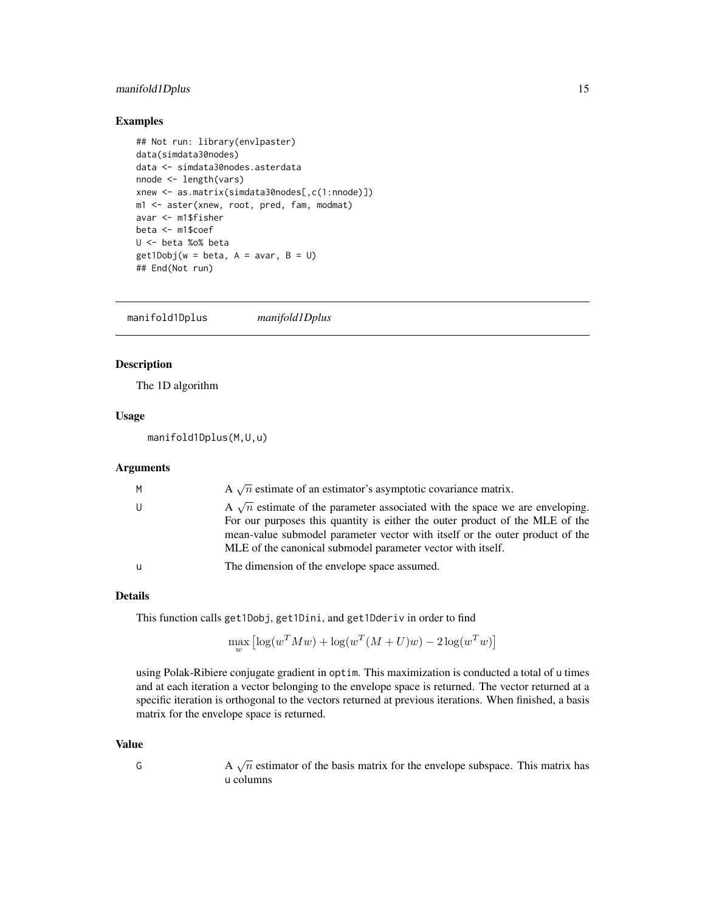### Examples

```
## Not run: library(envlpaster)
data(simdata30nodes)
data <- simdata30nodes.asterdata
nnode <- length(vars)
xnew <- as.matrix(simdata30nodes[,c(1:nnode)])
m1 <- aster(xnew, root, pred, fam, modmat)
avar <- m1$fisher
beta <- m1$coef
U <- beta %o% beta
get1Dobj(w = beta, A = avar, B = U)
## End(Not run)
```

---

## manifold1Dplus *manifold1Dplus*

---

### Description

The 1D algorithm

### Usage

```
manifold1Dplus(M,U,u)
```

### Arguments

| | |
|---|---|
| M | A $\sqrt{n}$ estimate of an estimator's asymptotic covariance matrix. |
| U | A $\sqrt{n}$ estimate of the parameter associated with the space we are enveloping. For our purposes this quantity is either the outer product of the MLE of the mean-value submodel parameter vector with itself or the outer product of the MLE of the canonical submodel parameter vector with itself. |
| u | The dimension of the envelope space assumed. |

### Details

This function calls `get1Dobj`, `get1Dini`, and `get1Dderiv` in order to find

$$\max_w \left[\log(w^T M w) + \log(w^T (M + U) w) - 2\log(w^T w)\right]$$

using Polak-Ribiere conjugate gradient in `optim`. This maximization is conducted a total of `u` times and at each iteration a vector belonging to the envelope space is returned. The vector returned at a specific iteration is orthogonal to the vectors returned at previous iterations. When finished, a basis matrix for the envelope space is returned.

### Value

| | |
|---|---|
| G | A $\sqrt{n}$ estimator of the basis matrix for the envelope subspace. This matrix has `u` columns |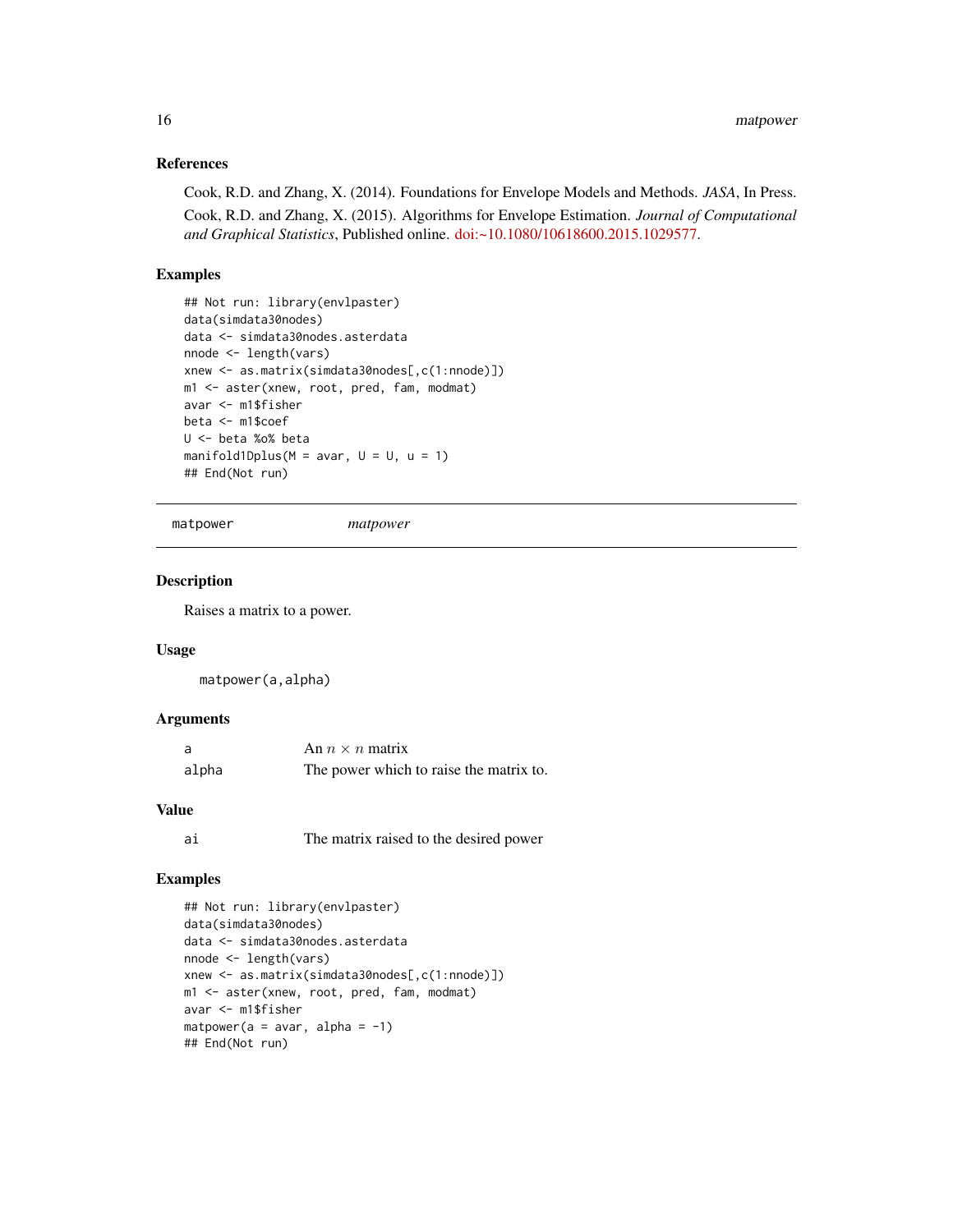### References

Cook, R.D. and Zhang, X. (2014). Foundations for Envelope Models and Methods. *JASA*, In Press.

Cook, R.D. and Zhang, X. (2015). Algorithms for Envelope Estimation. *Journal of Computational and Graphical Statistics*, Published online. doi:~10.1080/10618600.2015.1029577.

### Examples

```
## Not run: library(envlpaster)
data(simdata30nodes)
data <- simdata30nodes.asterdata
nnode <- length(vars)
xnew <- as.matrix(simdata30nodes[,c(1:nnode)])
m1 <- aster(xnew, root, pred, fam, modmat)
avar <- m1$fisher
beta <- m1$coef
U <- beta %o% beta
manifold1Dplus(M = avar, U = U, u = 1)
## End(Not run)
```

---

## matpower — *matpower*

### Description

Raises a matrix to a power.

### Usage

```
matpower(a,alpha)
```

### Arguments

| | |
|---|---|
| a | An $n \times n$ matrix |
| alpha | The power which to raise the matrix to. |

### Value

| | |
|---|---|
| ai | The matrix raised to the desired power |

### Examples

```
## Not run: library(envlpaster)
data(simdata30nodes)
data <- simdata30nodes.asterdata
nnode <- length(vars)
xnew <- as.matrix(simdata30nodes[,c(1:nnode)])
m1 <- aster(xnew, root, pred, fam, modmat)
avar <- m1$fisher
matpower(a = avar, alpha = -1)
## End(Not run)
```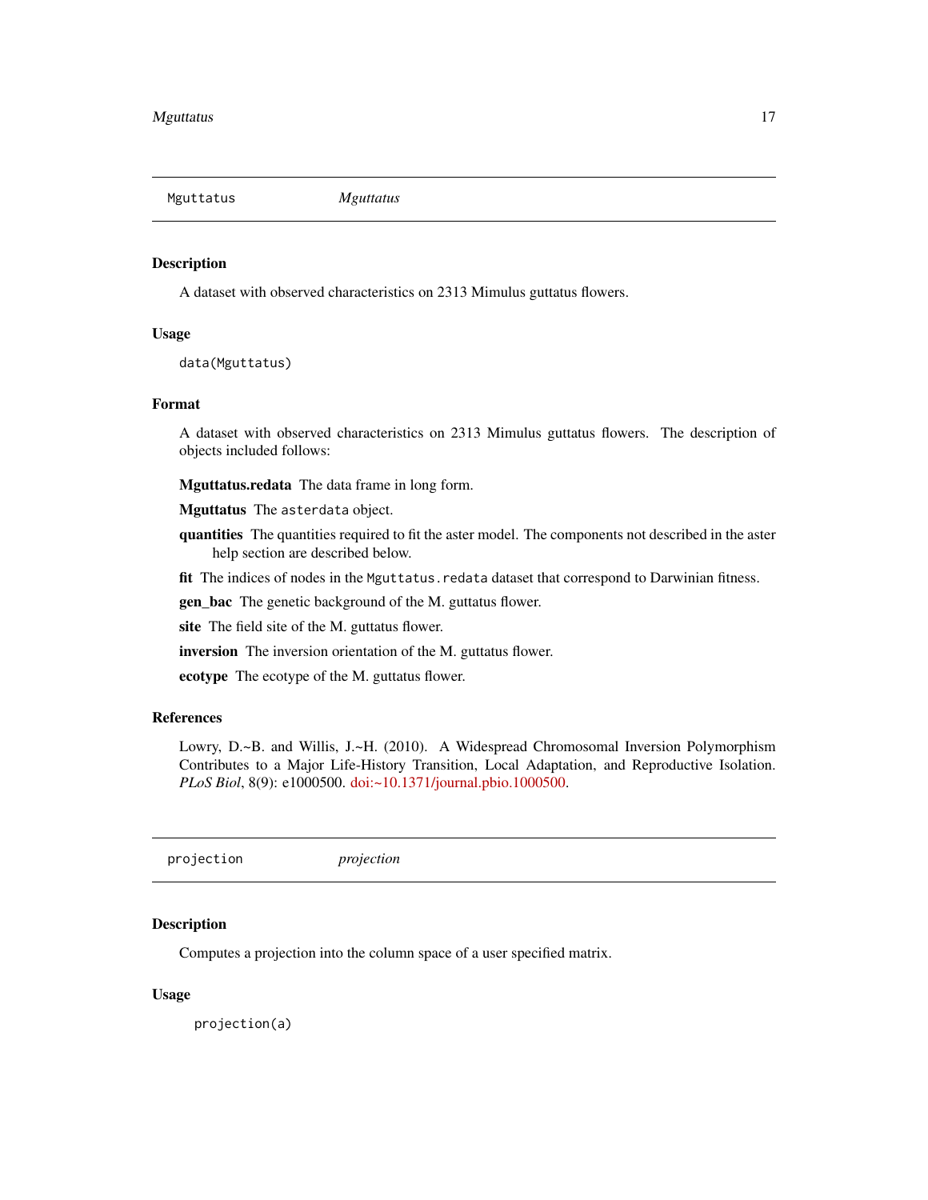## Mguttatus — *Mguttatus*

### Description

A dataset with observed characteristics on 2313 Mimulus guttatus flowers.

### Usage

```
data(Mguttatus)
```

### Format

A dataset with observed characteristics on 2313 Mimulus guttatus flowers. The description of objects included follows:

**Mguttatus.redata** The data frame in long form.

**Mguttatus** The `asterdata` object.

**quantities** The quantities required to fit the aster model. The components not described in the aster help section are described below.

**fit** The indices of nodes in the `Mguttatus.redata` dataset that correspond to Darwinian fitness.

**gen_bac** The genetic background of the M. guttatus flower.

**site** The field site of the M. guttatus flower.

**inversion** The inversion orientation of the M. guttatus flower.

**ecotype** The ecotype of the M. guttatus flower.

### References

Lowry, D.~B. and Willis, J.~H. (2010). A Widespread Chromosomal Inversion Polymorphism Contributes to a Major Life-History Transition, Local Adaptation, and Reproductive Isolation. *PLoS Biol*, 8(9): e1000500. doi:~10.1371/journal.pbio.1000500.

## projection — *projection*

### Description

Computes a projection into the column space of a user specified matrix.

### Usage

```
projection(a)
```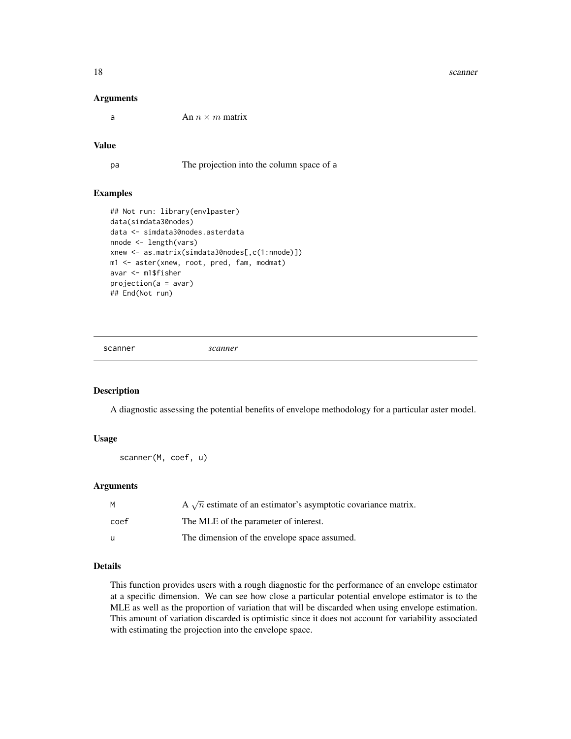### Arguments

| | |
|---|---|
| a | An $n \times m$ matrix |

### Value

| | |
|---|---|
| pa | The projection into the column space of a |

### Examples

```
## Not run: library(envlpaster)
data(simdata30nodes)
data <- simdata30nodes.asterdata
nnode <- length(vars)
xnew <- as.matrix(simdata30nodes[,c(1:nnode)])
m1 <- aster(xnew, root, pred, fam, modmat)
avar <- m1$fisher
projection(a = avar)
## End(Not run)
```

---

## scanner *scanner*

---

### Description

A diagnostic assessing the potential benefits of envelope methodology for a particular aster model.

### Usage

```
scanner(M, coef, u)
```

### Arguments

| | |
|---|---|
| M | A $\sqrt{n}$ estimate of an estimator's asymptotic covariance matrix. |
| coef | The MLE of the parameter of interest. |
| u | The dimension of the envelope space assumed. |

### Details

This function provides users with a rough diagnostic for the performance of an envelope estimator at a specific dimension. We can see how close a particular potential envelope estimator is to the MLE as well as the proportion of variation that will be discarded when using envelope estimation. This amount of variation discarded is optimistic since it does not account for variability associated with estimating the projection into the envelope space.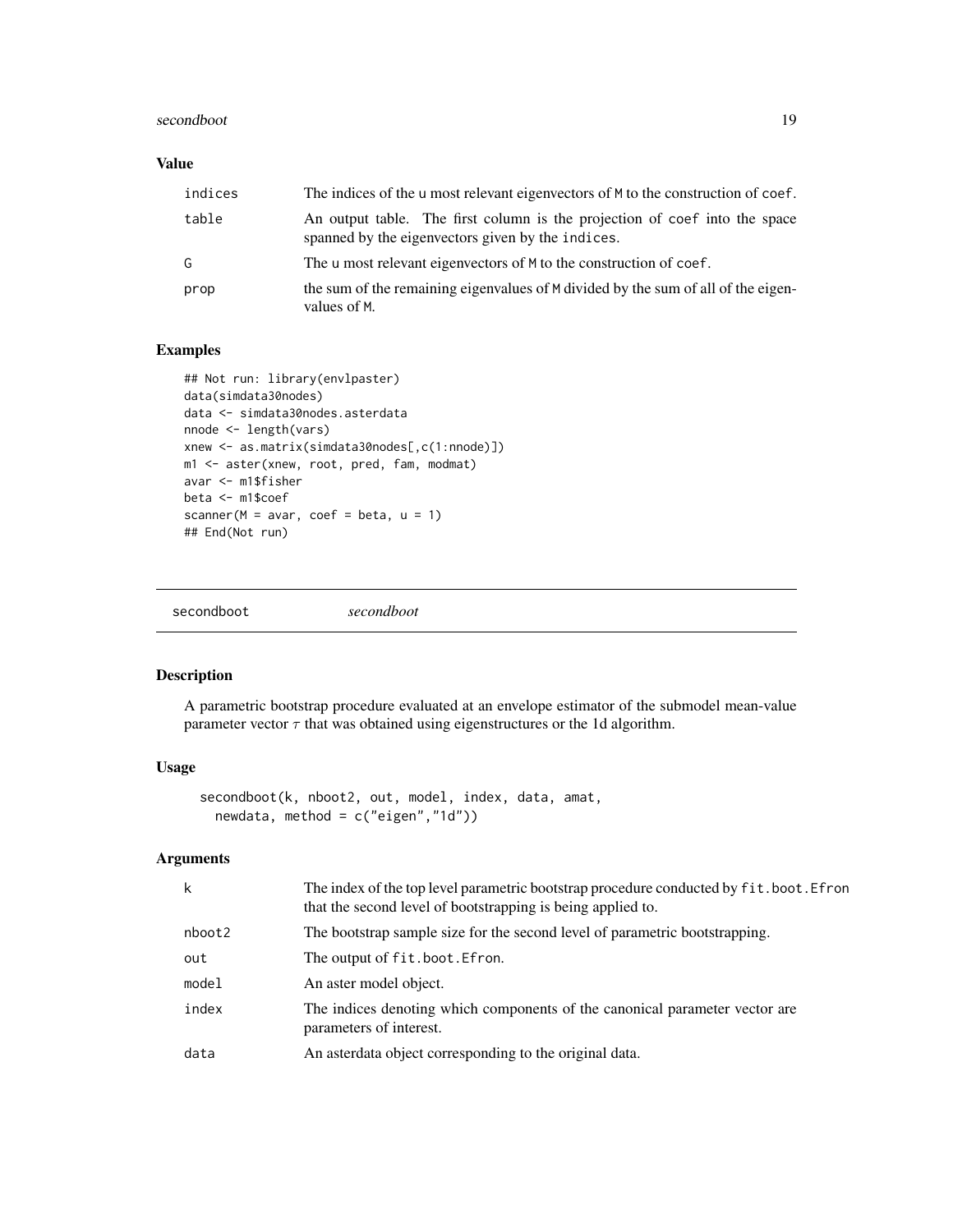### Value

| | |
|---|---|
| indices | The indices of the u most relevant eigenvectors of M to the construction of coef. |
| table | An output table. The first column is the projection of coef into the space spanned by the eigenvectors given by the indices. |
| G | The u most relevant eigenvectors of M to the construction of coef. |
| prop | the sum of the remaining eigenvalues of M divided by the sum of all of the eigenvalues of M. |

### Examples

```
## Not run: library(envlpaster)
data(simdata30nodes)
data <- simdata30nodes.asterdata
nnode <- length(vars)
xnew <- as.matrix(simdata30nodes[,c(1:nnode)])
m1 <- aster(xnew, root, pred, fam, modmat)
avar <- m1$fisher
beta <- m1$coef
scanner(M = avar, coef = beta, u = 1)
## End(Not run)
```

---

## secondboot *secondboot*

### Description

A parametric bootstrap procedure evaluated at an envelope estimator of the submodel mean-value parameter vector $\tau$ that was obtained using eigenstructures or the 1d algorithm.

### Usage

```
secondboot(k, nboot2, out, model, index, data, amat,
  newdata, method = c("eigen","1d"))
```

### Arguments

| | |
|---|---|
| k | The index of the top level parametric bootstrap procedure conducted by fit.boot.Efron that the second level of bootstrapping is being applied to. |
| nboot2 | The bootstrap sample size for the second level of parametric bootstrapping. |
| out | The output of fit.boot.Efron. |
| model | An aster model object. |
| index | The indices denoting which components of the canonical parameter vector are parameters of interest. |
| data | An asterdata object corresponding to the original data. |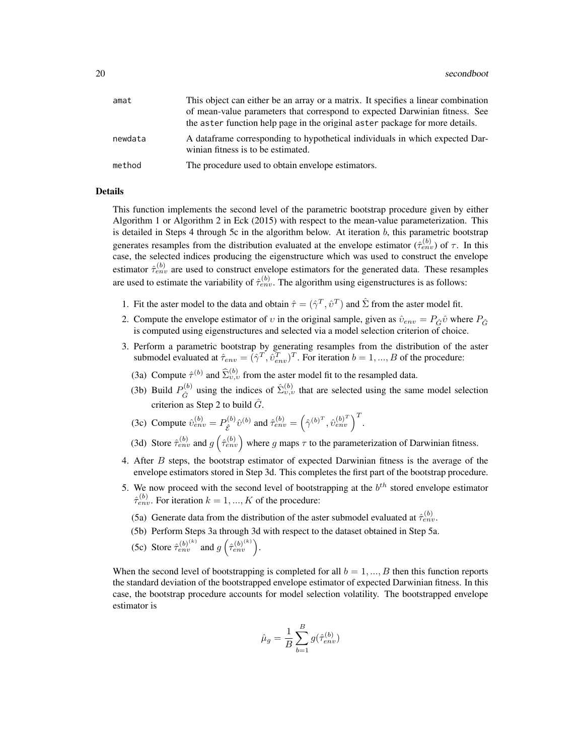| | |
|---|---|
| amat | This object can either be an array or a matrix. It specifies a linear combination of mean-value parameters that correspond to expected Darwinian fitness. See the aster function help page in the original aster package for more details. |
| newdata | A dataframe corresponding to hypothetical individuals in which expected Darwinian fitness is to be estimated. |
| method | The procedure used to obtain envelope estimators. |

### Details

This function implements the second level of the parametric bootstrap procedure given by either Algorithm 1 or Algorithm 2 in Eck (2015) with respect to the mean-value parameterization. This is detailed in Steps 4 through 5c in the algorithm below. At iteration $b$, this parametric bootstrap generates resamples from the distribution evaluated at the envelope estimator ($\hat{\tau}_{env}^{(b)}$) of $\tau$. In this case, the selected indices producing the eigenstructure which was used to construct the envelope estimator $\hat{\tau}_{env}^{(b)}$ are used to construct envelope estimators for the generated data. These resamples are used to estimate the variability of $\hat{\tau}_{env}^{(b)}$. The algorithm using eigenstructures is as follows:

1. Fit the aster model to the data and obtain $\hat{\tau} = (\hat{\gamma}^T, \hat{\upsilon}^T)$ and $\hat{\Sigma}$ from the aster model fit.
2. Compute the envelope estimator of $\upsilon$ in the original sample, given as $\hat{\upsilon}_{env} = P_{\hat{G}}\hat{\upsilon}$ where $P_{\hat{G}}$ is computed using eigenstructures and selected via a model selection criterion of choice.
3. Perform a parametric bootstrap by generating resamples from the distribution of the aster submodel evaluated at $\hat{\tau}_{env} = (\hat{\gamma}^T, \hat{\upsilon}_{env}^T)^T$. For iteration $b = 1, ..., B$ of the procedure:
   (3a) Compute $\hat{\tau}^{(b)}$ and $\widehat{\Sigma}_{\upsilon,\upsilon}^{(b)}$ from the aster model fit to the resampled data.
   (3b) Build $P_{\hat{G}}^{(b)}$ using the indices of $\hat{\Sigma}_{\upsilon,\upsilon}^{(b)}$ that are selected using the same model selection criterion as Step 2 to build $\hat{G}$.
   (3c) Compute $\hat{\upsilon}_{env}^{(b)} = P_{\hat{\mathcal{E}}}^{(b)}\hat{\upsilon}^{(b)}$ and $\hat{\tau}_{env}^{(b)} = \left(\hat{\gamma}^{(b)^T}, \hat{\upsilon}_{env}^{(b)^T}\right)^T$.
   (3d) Store $\hat{\tau}_{env}^{(b)}$ and $g\left(\hat{\tau}_{env}^{(b)}\right)$ where $g$ maps $\tau$ to the parameterization of Darwinian fitness.
4. After $B$ steps, the bootstrap estimator of expected Darwinian fitness is the average of the envelope estimators stored in Step 3d. This completes the first part of the bootstrap procedure.
5. We now proceed with the second level of bootstrapping at the $b^{th}$ stored envelope estimator $\hat{\tau}_{env}^{(b)}$. For iteration $k = 1, ..., K$ of the procedure:
   (5a) Generate data from the distribution of the aster submodel evaluated at $\hat{\tau}_{env}^{(b)}$.
   (5b) Perform Steps 3a through 3d with respect to the dataset obtained in Step 5a.
   (5c) Store $\hat{\tau}_{env}^{(b)^{(k)}}$ and $g\left(\hat{\tau}_{env}^{(b)^{(k)}}\right)$.

When the second level of bootstrapping is completed for all $b = 1, ..., B$ then this function reports the standard deviation of the bootstrapped envelope estimator of expected Darwinian fitness. In this case, the bootstrap procedure accounts for model selection volatility. The bootstrapped envelope estimator is

$$\hat{\mu}_g = \frac{1}{B}\sum_{b=1}^{B} g(\hat{\tau}_{env}^{(b)})$$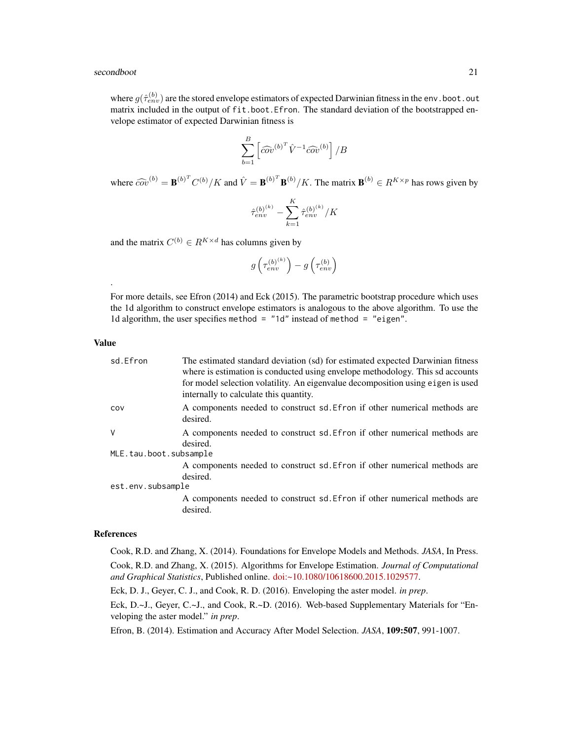where $g(\hat{\tau}_{env}^{(b)})$ are the stored envelope estimators of expected Darwinian fitness in the `env.boot.out` matrix included in the output of `fit.boot.Efron`. The standard deviation of the bootstrapped envelope estimator of expected Darwinian fitness is

$$\sum_{b=1}^{B} \left[ \widehat{cov}^{(b)^T} \hat{V}^{-1} \widehat{cov}^{(b)} \right] / B$$

where $\widehat{cov}^{(b)} = \mathbf{B}^{(b)^T} C^{(b)} / K$ and $\hat{V} = \mathbf{B}^{(b)^T} \mathbf{B}^{(b)} / K$. The matrix $\mathbf{B}^{(b)} \in R^{K \times p}$ has rows given by

$$\hat{\tau}_{env}^{(b)^{(k)}} - \sum_{k=1}^{K} \hat{\tau}_{env}^{(b)^{(k)}} / K$$

and the matrix $C^{(b)} \in R^{K \times d}$ has columns given by

$$g\left(\tau_{env}^{(b)^{(k)}}\right) - g\left(\tau_{env}^{(b)}\right)$$

.

For more details, see Efron (2014) and Eck (2015). The parametric bootstrap procedure which uses the 1d algorithm to construct envelope estimators is analogous to the above algorithm. To use the 1d algorithm, the user specifies `method = "1d"` instead of `method = "eigen"`.

## Value

`sd.Efron`
: The estimated standard deviation (sd) for estimated expected Darwinian fitness where is estimation is conducted using envelope methodology. This sd accounts for model selection volatility. An eigenvalue decomposition using `eigen` is used internally to calculate this quantity.

`cov`
: A components needed to construct `sd.Efron` if other numerical methods are desired.

`V`
: A components needed to construct `sd.Efron` if other numerical methods are desired.

`MLE.tau.boot.subsample`
: A components needed to construct `sd.Efron` if other numerical methods are desired.

`est.env.subsample`
: A components needed to construct `sd.Efron` if other numerical methods are desired.

## References

Cook, R.D. and Zhang, X. (2014). Foundations for Envelope Models and Methods. *JASA*, In Press.

Cook, R.D. and Zhang, X. (2015). Algorithms for Envelope Estimation. *Journal of Computational and Graphical Statistics*, Published online. doi:~10.1080/10618600.2015.1029577.

Eck, D. J., Geyer, C. J., and Cook, R. D. (2016). Enveloping the aster model. *in prep*.

Eck, D.~J., Geyer, C.~J., and Cook, R.~D. (2016). Web-based Supplementary Materials for "Enveloping the aster model." *in prep*.

Efron, B. (2014). Estimation and Accuracy After Model Selection. *JASA*, **109:507**, 991-1007.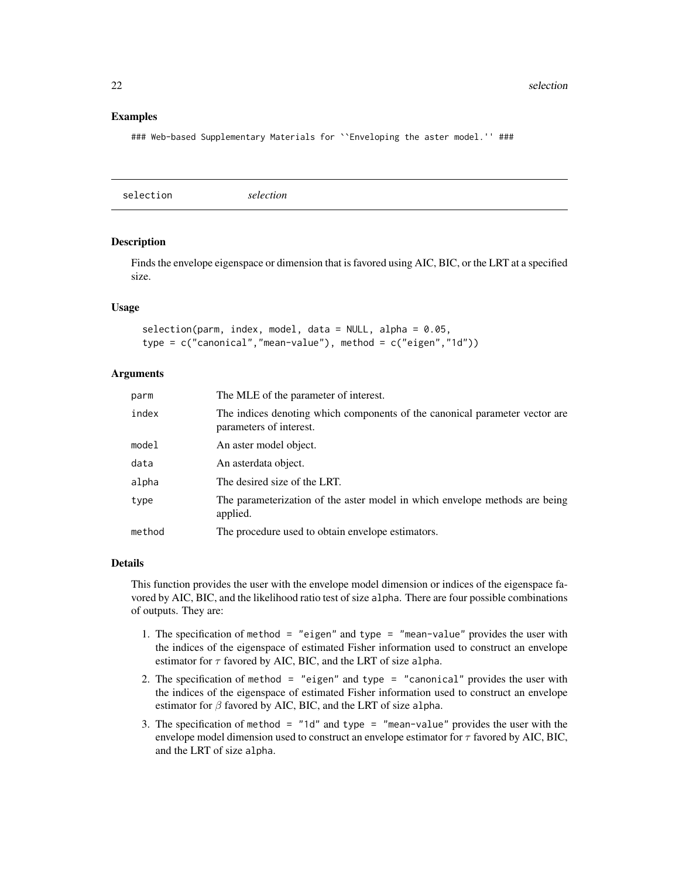## Examples

```
### Web-based Supplementary Materials for ``Enveloping the aster model.'' ###
```

---

# selection *selection*

## Description

Finds the envelope eigenspace or dimension that is favored using AIC, BIC, or the LRT at a specified size.

## Usage

```
selection(parm, index, model, data = NULL, alpha = 0.05,
type = c("canonical","mean-value"), method = c("eigen","1d"))
```

## Arguments

| | |
|---|---|
| `parm` | The MLE of the parameter of interest. |
| `index` | The indices denoting which components of the canonical parameter vector are parameters of interest. |
| `model` | An aster model object. |
| `data` | An asterdata object. |
| `alpha` | The desired size of the LRT. |
| `type` | The parameterization of the aster model in which envelope methods are being applied. |
| `method` | The procedure used to obtain envelope estimators. |

## Details

This function provides the user with the envelope model dimension or indices of the eigenspace favored by AIC, BIC, and the likelihood ratio test of size `alpha`. There are four possible combinations of outputs. They are:

1. The specification of `method = "eigen"` and `type = "mean-value"` provides the user with the indices of the eigenspace of estimated Fisher information used to construct an envelope estimator for $\tau$ favored by AIC, BIC, and the LRT of size `alpha`.
2. The specification of `method = "eigen"` and `type = "canonical"` provides the user with the indices of the eigenspace of estimated Fisher information used to construct an envelope estimator for $\beta$ favored by AIC, BIC, and the LRT of size `alpha`.
3. The specification of `method = "1d"` and `type = "mean-value"` provides the user with the envelope model dimension used to construct an envelope estimator for $\tau$ favored by AIC, BIC, and the LRT of size `alpha`.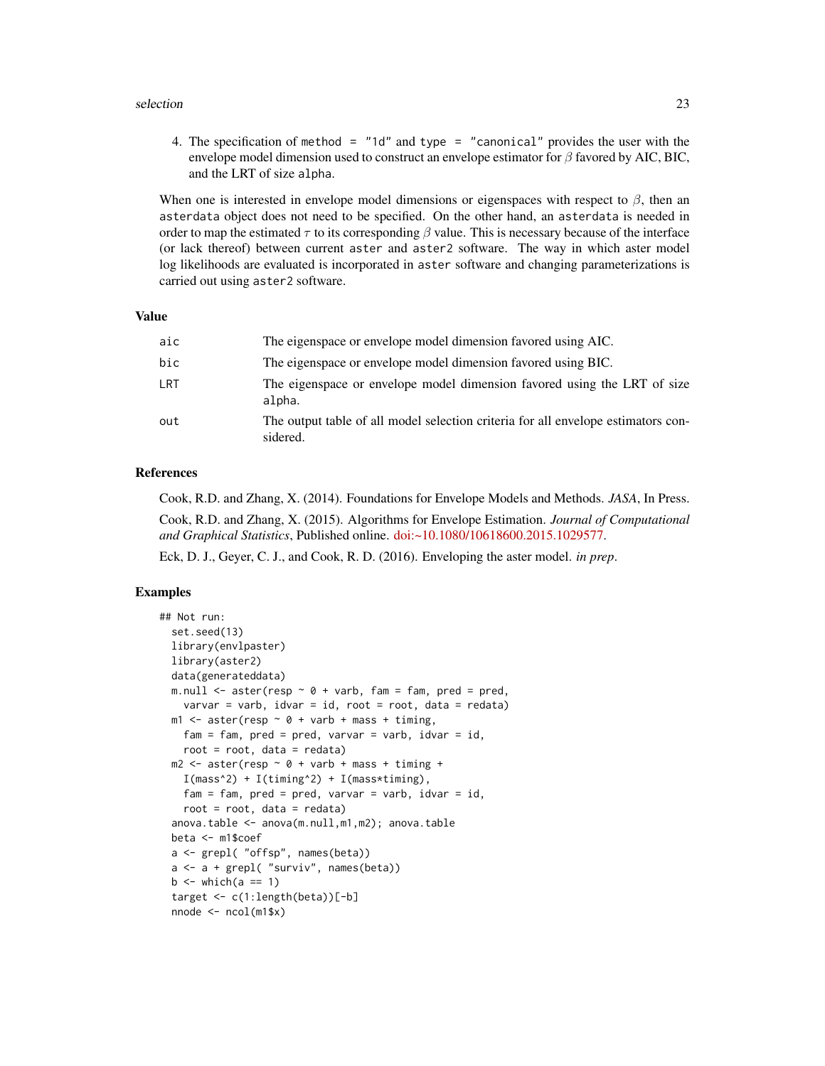4. The specification of `method = "1d"` and `type = "canonical"` provides the user with the envelope model dimension used to construct an envelope estimator for $\beta$ favored by AIC, BIC, and the LRT of size `alpha`.

When one is interested in envelope model dimensions or eigenspaces with respect to $\beta$, then an `asterdata` object does not need to be specified. On the other hand, an `asterdata` is needed in order to map the estimated $\tau$ to its corresponding $\beta$ value. This is necessary because of the interface (or lack thereof) between current `aster` and `aster2` software. The way in which aster model log likelihoods are evaluated is incorporated in `aster` software and changing parameterizations is carried out using `aster2` software.

## Value

| | |
|---|---|
| `aic` | The eigenspace or envelope model dimension favored using AIC. |
| `bic` | The eigenspace or envelope model dimension favored using BIC. |
| `LRT` | The eigenspace or envelope model dimension favored using the LRT of size `alpha`. |
| `out` | The output table of all model selection criteria for all envelope estimators considered. |

## References

Cook, R.D. and Zhang, X. (2014). Foundations for Envelope Models and Methods. *JASA*, In Press.

Cook, R.D. and Zhang, X. (2015). Algorithms for Envelope Estimation. *Journal of Computational and Graphical Statistics*, Published online. doi:~10.1080/10618600.2015.1029577.

Eck, D. J., Geyer, C. J., and Cook, R. D. (2016). Enveloping the aster model. *in prep*.

## Examples

```
## Not run:
  set.seed(13)
  library(envlpaster)
  library(aster2)
  data(generateddata)
  m.null <- aster(resp ~ 0 + varb, fam = fam, pred = pred,
    varvar = varb, idvar = id, root = root, data = redata)
  m1 <- aster(resp ~ 0 + varb + mass + timing,
    fam = fam, pred = pred, varvar = varb, idvar = id,
    root = root, data = redata)
  m2 <- aster(resp ~ 0 + varb + mass + timing +
    I(mass^2) + I(timing^2) + I(mass*timing),
    fam = fam, pred = pred, varvar = varb, idvar = id,
    root = root, data = redata)
  anova.table <- anova(m.null,m1,m2); anova.table
  beta <- m1$coef
  a <- grepl( "offsp", names(beta))
  a <- a + grepl( "surviv", names(beta))
  b <- which(a == 1)
  target <- c(1:length(beta))[-b]
  nnode <- ncol(m1$x)
```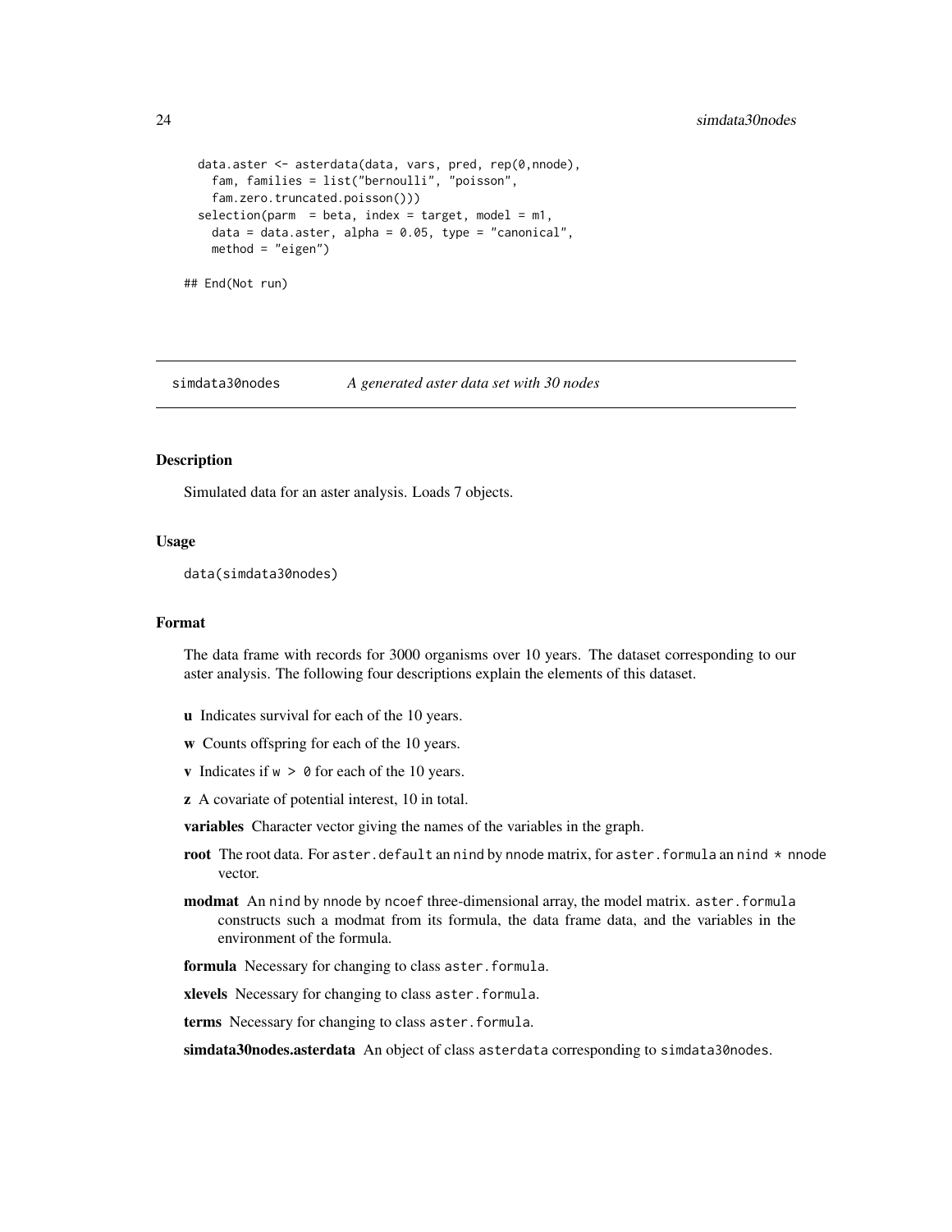```
  data.aster <- asterdata(data, vars, pred, rep(0,nnode),
    fam, families = list("bernoulli", "poisson",
    fam.zero.truncated.poisson()))
  selection(parm  = beta, index = target, model = m1,
    data = data.aster, alpha = 0.05, type = "canonical",
    method = "eigen")

## End(Not run)
```

## simdata30nodes — *A generated aster data set with 30 nodes*

### Description

Simulated data for an aster analysis. Loads 7 objects.

### Usage

```
data(simdata30nodes)
```

### Format

The data frame with records for 3000 organisms over 10 years. The dataset corresponding to our aster analysis. The following four descriptions explain the elements of this dataset.

- **u** Indicates survival for each of the 10 years.
- **w** Counts offspring for each of the 10 years.
- **v** Indicates if `w > 0` for each of the 10 years.
- **z** A covariate of potential interest, 10 in total.
- **variables** Character vector giving the names of the variables in the graph.
- **root** The root data. For `aster.default` an `nind` by `nnode` matrix, for `aster.formula` an `nind * nnode` vector.
- **modmat** An `nind` by `nnode` by `ncoef` three-dimensional array, the model matrix. `aster.formula` constructs such a modmat from its formula, the data frame data, and the variables in the environment of the formula.
- **formula** Necessary for changing to class `aster.formula`.
- **xlevels** Necessary for changing to class `aster.formula`.
- **terms** Necessary for changing to class `aster.formula`.
- **simdata30nodes.asterdata** An object of class `asterdata` corresponding to `simdata30nodes`.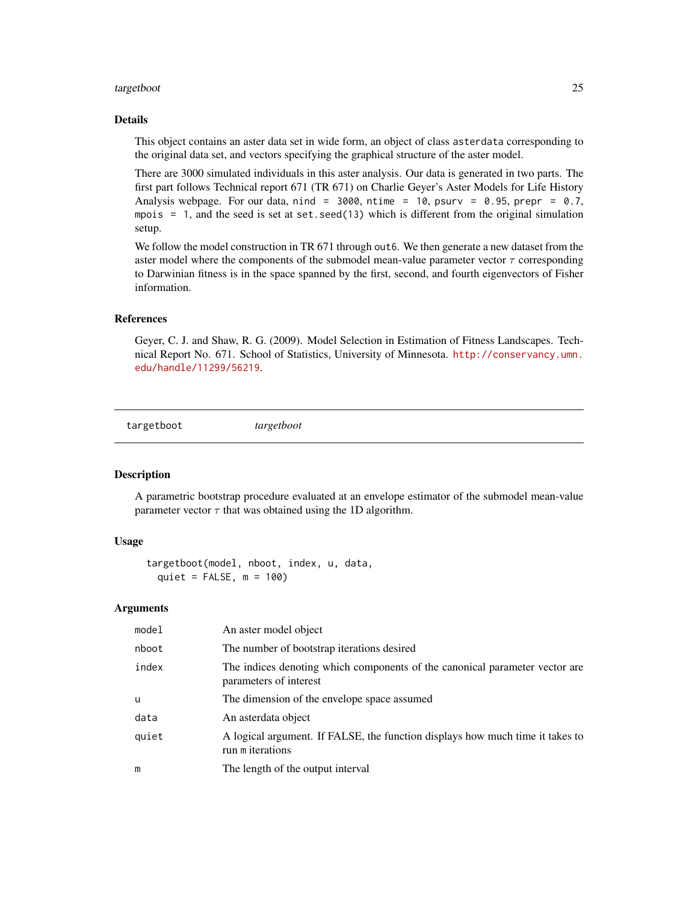## Details

This object contains an aster data set in wide form, an object of class `asterdata` corresponding to the original data set, and vectors specifying the graphical structure of the aster model.

There are 3000 simulated individuals in this aster analysis. Our data is generated in two parts. The first part follows Technical report 671 (TR 671) on Charlie Geyer's Aster Models for Life History Analysis webpage. For our data, `nind = 3000`, `ntime = 10`, `psurv = 0.95`, `prepr = 0.7`, `mpois = 1`, and the seed is set at `set.seed(13)` which is different from the original simulation setup.

We follow the model construction in TR 671 through `out6`. We then generate a new dataset from the aster model where the components of the submodel mean-value parameter vector $\tau$ corresponding to Darwinian fitness is in the space spanned by the first, second, and fourth eigenvectors of Fisher information.

## References

Geyer, C. J. and Shaw, R. G. (2009). Model Selection in Estimation of Fitness Landscapes. Technical Report No. 671. School of Statistics, University of Minnesota. http://conservancy.umn.edu/handle/11299/56219.

---

# targetboot *targetboot*

## Description

A parametric bootstrap procedure evaluated at an envelope estimator of the submodel mean-value parameter vector $\tau$ that was obtained using the 1D algorithm.

## Usage

```
targetboot(model, nboot, index, u, data,
  quiet = FALSE, m = 100)
```

## Arguments

| | |
|---|---|
| `model` | An aster model object |
| `nboot` | The number of bootstrap iterations desired |
| `index` | The indices denoting which components of the canonical parameter vector are parameters of interest |
| `u` | The dimension of the envelope space assumed |
| `data` | An asterdata object |
| `quiet` | A logical argument. If FALSE, the function displays how much time it takes to run `m` iterations |
| `m` | The length of the output interval |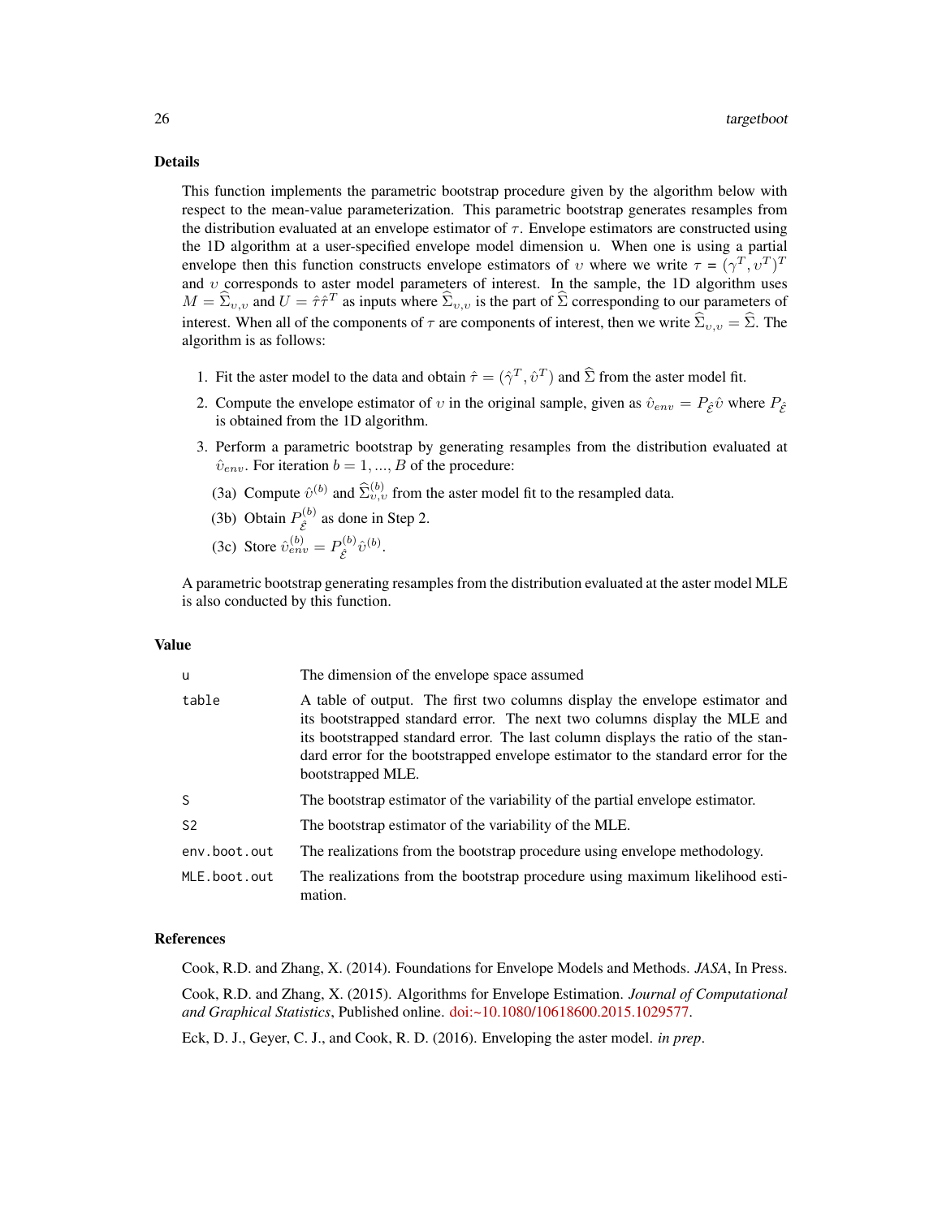### Details

This function implements the parametric bootstrap procedure given by the algorithm below with respect to the mean-value parameterization. This parametric bootstrap generates resamples from the distribution evaluated at an envelope estimator of $\tau$. Envelope estimators are constructed using the 1D algorithm at a user-specified envelope model dimension u. When one is using a partial envelope then this function constructs envelope estimators of $\upsilon$ where we write $\tau = (\gamma^T, \upsilon^T)^T$ and $\upsilon$ corresponds to aster model parameters of interest. In the sample, the 1D algorithm uses $M = \widehat{\Sigma}_{\upsilon,\upsilon}$ and $U = \hat{\tau}\hat{\tau}^T$ as inputs where $\widehat{\Sigma}_{\upsilon,\upsilon}$ is the part of $\widehat{\Sigma}$ corresponding to our parameters of interest. When all of the components of $\tau$ are components of interest, then we write $\widehat{\Sigma}_{\upsilon,\upsilon} = \widehat{\Sigma}$. The algorithm is as follows:

1. Fit the aster model to the data and obtain $\hat{\tau} = (\hat{\gamma}^T, \hat{\upsilon}^T)$ and $\widehat{\Sigma}$ from the aster model fit.
2. Compute the envelope estimator of $\upsilon$ in the original sample, given as $\hat{\upsilon}_{env} = P_{\hat{\mathcal{E}}}\hat{\upsilon}$ where $P_{\hat{\mathcal{E}}}$ is obtained from the 1D algorithm.
3. Perform a parametric bootstrap by generating resamples from the distribution evaluated at $\hat{\upsilon}_{env}$. For iteration $b = 1, ..., B$ of the procedure:
   - (3a) Compute $\hat{\upsilon}^{(b)}$ and $\widehat{\Sigma}^{(b)}_{\upsilon,\upsilon}$ from the aster model fit to the resampled data.
   - (3b) Obtain $P^{(b)}_{\hat{\mathcal{E}}}$ as done in Step 2.
   - (3c) Store $\hat{\upsilon}^{(b)}_{env} = P^{(b)}_{\hat{\mathcal{E}}}\hat{\upsilon}^{(b)}$.

A parametric bootstrap generating resamples from the distribution evaluated at the aster model MLE is also conducted by this function.

### Value

| | |
|---|---|
| u | The dimension of the envelope space assumed |
| table | A table of output. The first two columns display the envelope estimator and its bootstrapped standard error. The next two columns display the MLE and its bootstrapped standard error. The last column displays the ratio of the standard error for the bootstrapped envelope estimator to the standard error for the bootstrapped MLE. |
| S | The bootstrap estimator of the variability of the partial envelope estimator. |
| S2 | The bootstrap estimator of the variability of the MLE. |
| env.boot.out | The realizations from the bootstrap procedure using envelope methodology. |
| MLE.boot.out | The realizations from the bootstrap procedure using maximum likelihood estimation. |

### References

Cook, R.D. and Zhang, X. (2014). Foundations for Envelope Models and Methods. *JASA*, In Press.

Cook, R.D. and Zhang, X. (2015). Algorithms for Envelope Estimation. *Journal of Computational and Graphical Statistics*, Published online. doi:~10.1080/10618600.2015.1029577.

Eck, D. J., Geyer, C. J., and Cook, R. D. (2016). Enveloping the aster model. *in prep*.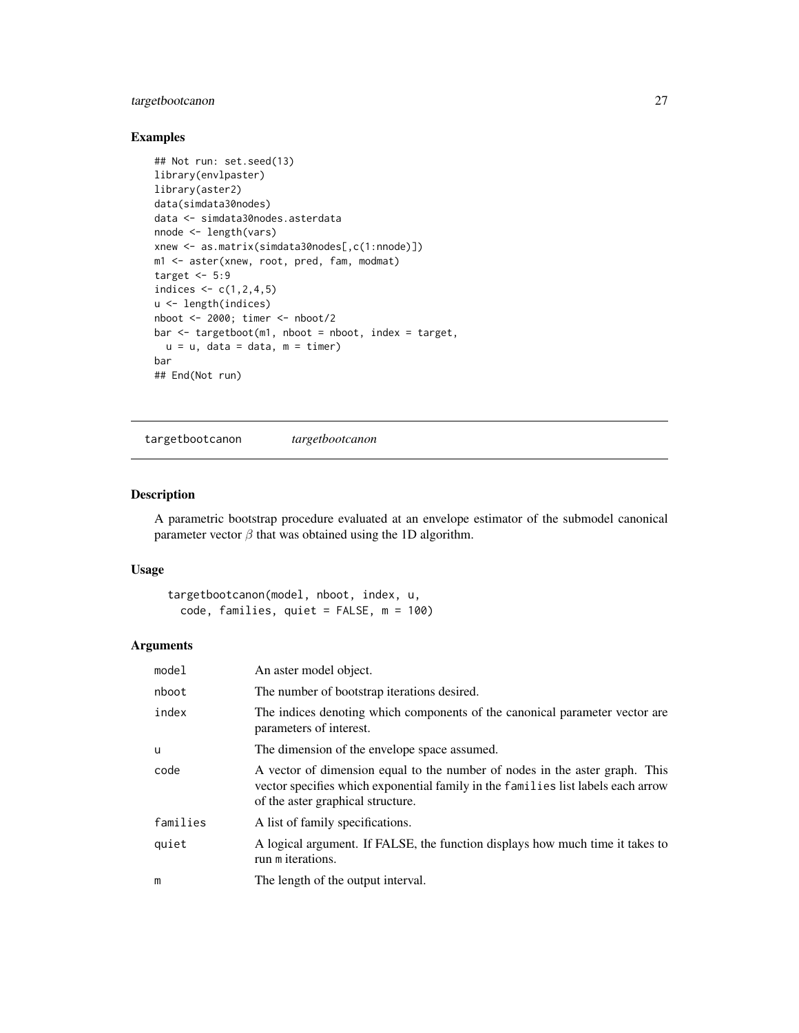### Examples

```
## Not run: set.seed(13)
library(envlpaster)
library(aster2)
data(simdata30nodes)
data <- simdata30nodes.asterdata
nnode <- length(vars)
xnew <- as.matrix(simdata30nodes[,c(1:nnode)])
m1 <- aster(xnew, root, pred, fam, modmat)
target <- 5:9
indices <- c(1,2,4,5)
u <- length(indices)
nboot <- 2000; timer <- nboot/2
bar <- targetboot(m1, nboot = nboot, index = target,
  u = u, data = data, m = timer)
bar
## End(Not run)
```

---

## targetbootcanon *targetbootcanon*

### Description

A parametric bootstrap procedure evaluated at an envelope estimator of the submodel canonical parameter vector $\beta$ that was obtained using the 1D algorithm.

### Usage

```
targetbootcanon(model, nboot, index, u,
  code, families, quiet = FALSE, m = 100)
```

### Arguments

| | |
|---|---|
| `model` | An aster model object. |
| `nboot` | The number of bootstrap iterations desired. |
| `index` | The indices denoting which components of the canonical parameter vector are parameters of interest. |
| `u` | The dimension of the envelope space assumed. |
| `code` | A vector of dimension equal to the number of nodes in the aster graph. This vector specifies which exponential family in the `families` list labels each arrow of the aster graphical structure. |
| `families` | A list of family specifications. |
| `quiet` | A logical argument. If FALSE, the function displays how much time it takes to run `m` iterations. |
| `m` | The length of the output interval. |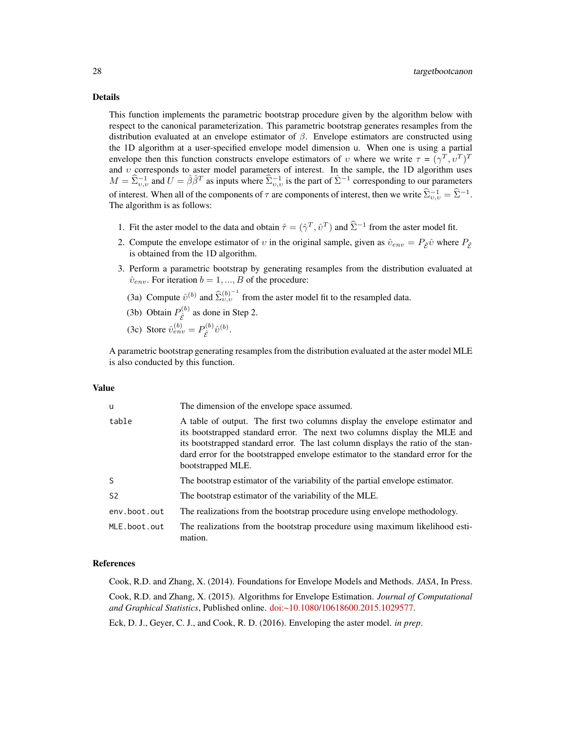### Details

This function implements the parametric bootstrap procedure given by the algorithm below with respect to the canonical parameterization. This parametric bootstrap generates resamples from the distribution evaluated at an envelope estimator of $\beta$. Envelope estimators are constructed using the 1D algorithm at a user-specified envelope model dimension u. When one is using a partial envelope then this function constructs envelope estimators of $\upsilon$ where we write $\tau = (\gamma^T, \upsilon^T)^T$ and $\upsilon$ corresponds to aster model parameters of interest. In the sample, the 1D algorithm uses $M = \widehat{\Sigma}_{\upsilon,\upsilon}^{-1}$ and $U = \hat{\beta}\hat{\beta}^T$ as inputs where $\widehat{\Sigma}_{\upsilon,\upsilon}^{-1}$ is the part of $\hat{\Sigma}^{-1}$ corresponding to our parameters of interest. When all of the components of $\tau$ are components of interest, then we write $\widehat{\Sigma}_{\upsilon,\upsilon}^{-1} = \widehat{\Sigma}^{-1}$. The algorithm is as follows:

1. Fit the aster model to the data and obtain $\hat{\tau} = (\hat{\gamma}^T, \hat{\upsilon}^T)$ and $\widehat{\Sigma}^{-1}$ from the aster model fit.
2. Compute the envelope estimator of $\upsilon$ in the original sample, given as $\hat{\upsilon}_{env} = P_{\hat{\mathcal{E}}}\hat{\upsilon}$ where $P_{\hat{\mathcal{E}}}$ is obtained from the 1D algorithm.
3. Perform a parametric bootstrap by generating resamples from the distribution evaluated at $\hat{\upsilon}_{env}$. For iteration $b = 1, ..., B$ of the procedure:
   - (3a) Compute $\hat{\upsilon}^{(b)}$ and $\widehat{\Sigma}_{\upsilon,\upsilon}^{(b)^{-1}}$ from the aster model fit to the resampled data.
   - (3b) Obtain $P_{\hat{\mathcal{E}}}^{(b)}$ as done in Step 2.
   - (3c) Store $\hat{\upsilon}_{env}^{(b)} = P_{\hat{\mathcal{E}}}^{(b)}\hat{\upsilon}^{(b)}$.

A parametric bootstrap generating resamples from the distribution evaluated at the aster model MLE is also conducted by this function.

### Value

| | |
|---|---|
| u | The dimension of the envelope space assumed. |
| table | A table of output. The first two columns display the envelope estimator and its bootstrapped standard error. The next two columns display the MLE and its bootstrapped standard error. The last column displays the ratio of the standard error for the bootstrapped envelope estimator to the standard error for the bootstrapped MLE. |
| S | The bootstrap estimator of the variability of the partial envelope estimator. |
| S2 | The bootstrap estimator of the variability of the MLE. |
| env.boot.out | The realizations from the bootstrap procedure using envelope methodology. |
| MLE.boot.out | The realizations from the bootstrap procedure using maximum likelihood estimation. |

### References

Cook, R.D. and Zhang, X. (2014). Foundations for Envelope Models and Methods. *JASA*, In Press.

Cook, R.D. and Zhang, X. (2015). Algorithms for Envelope Estimation. *Journal of Computational and Graphical Statistics*, Published online. doi:~10.1080/10618600.2015.1029577.

Eck, D. J., Geyer, C. J., and Cook, R. D. (2016). Enveloping the aster model. *in prep*.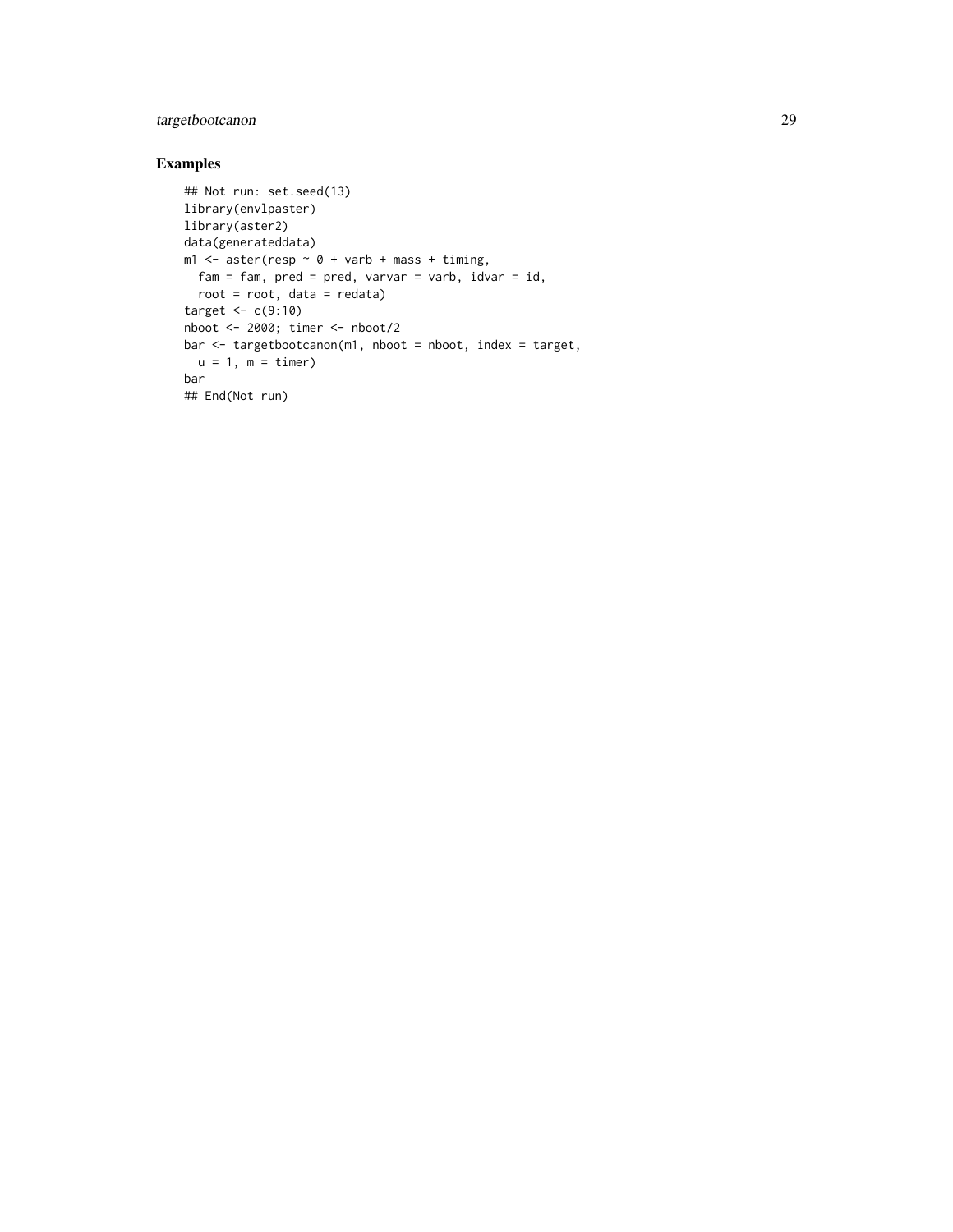## Examples

```
## Not run: set.seed(13)
library(envlpaster)
library(aster2)
data(generateddata)
m1 <- aster(resp ~ 0 + varb + mass + timing,
  fam = fam, pred = pred, varvar = varb, idvar = id,
  root = root, data = redata)
target <- c(9:10)
nboot <- 2000; timer <- nboot/2
bar <- targetbootcanon(m1, nboot = nboot, index = target,
  u = 1, m = timer)
bar
## End(Not run)
```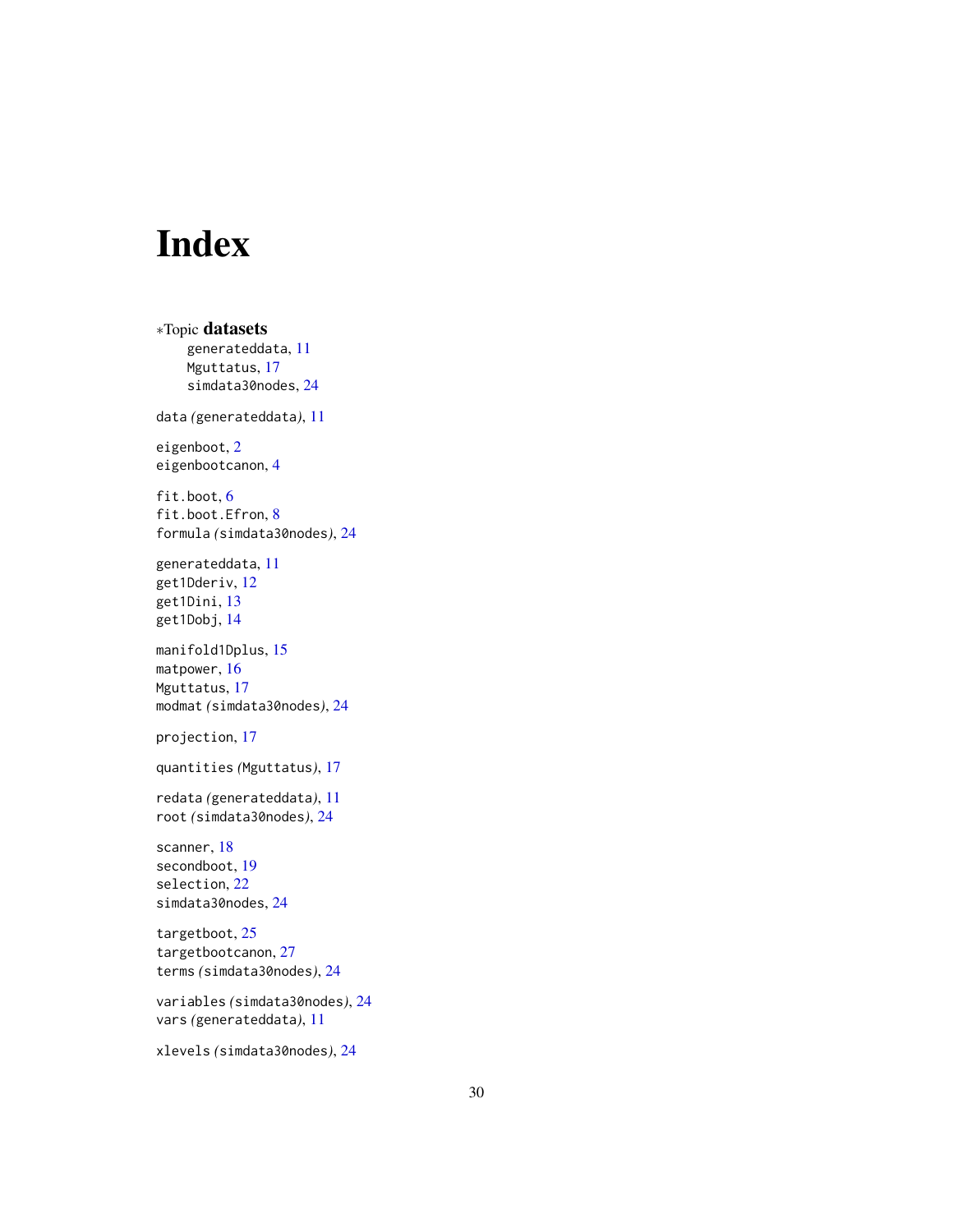# Index

∗Topic **datasets**

generateddata, 11
Mguttatus, 17
simdata30nodes, 24

data (generateddata), 11

eigenboot, 2
eigenbootcanon, 4

fit.boot, 6
fit.boot.Efron, 8
formula (simdata30nodes), 24

generateddata, 11
get1Dderiv, 12
get1Dini, 13
get1Dobj, 14

manifold1Dplus, 15
matpower, 16
Mguttatus, 17
modmat (simdata30nodes), 24

projection, 17

quantities (Mguttatus), 17

redata (generateddata), 11
root (simdata30nodes), 24

scanner, 18
secondboot, 19
selection, 22
simdata30nodes, 24

targetboot, 25
targetbootcanon, 27
terms (simdata30nodes), 24

variables (simdata30nodes), 24
vars (generateddata), 11

xlevels (simdata30nodes), 24